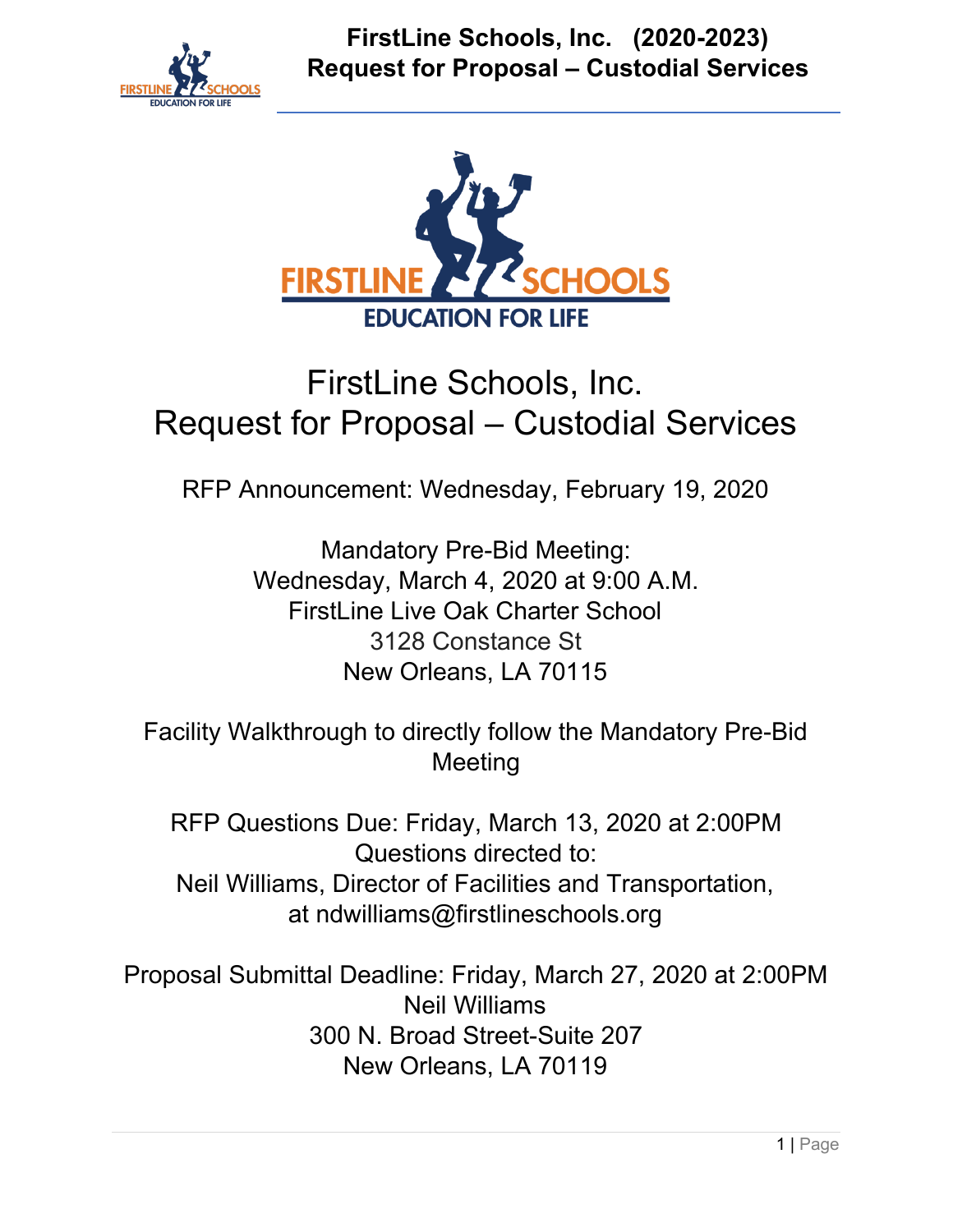# FirstLine Schools, Inc.
# Request for Proposal – Custodial Services

RFP Announcement: Wednesday, February 19, 2020

Mandatory Pre-Bid Meeting:
Wednesday, March 4, 2020 at 9:00 A.M.
FirstLine Live Oak Charter School
3128 Constance St
New Orleans, LA 70115

Facility Walkthrough to directly follow the Mandatory Pre-Bid Meeting

RFP Questions Due: Friday, March 13, 2020 at 2:00PM
Questions directed to:
Neil Williams, Director of Facilities and Transportation,
at ndwilliams@firstlineschools.org

Proposal Submittal Deadline: Friday, March 27, 2020 at 2:00PM
Neil Williams
300 N. Broad Street-Suite 207
New Orleans, LA 70119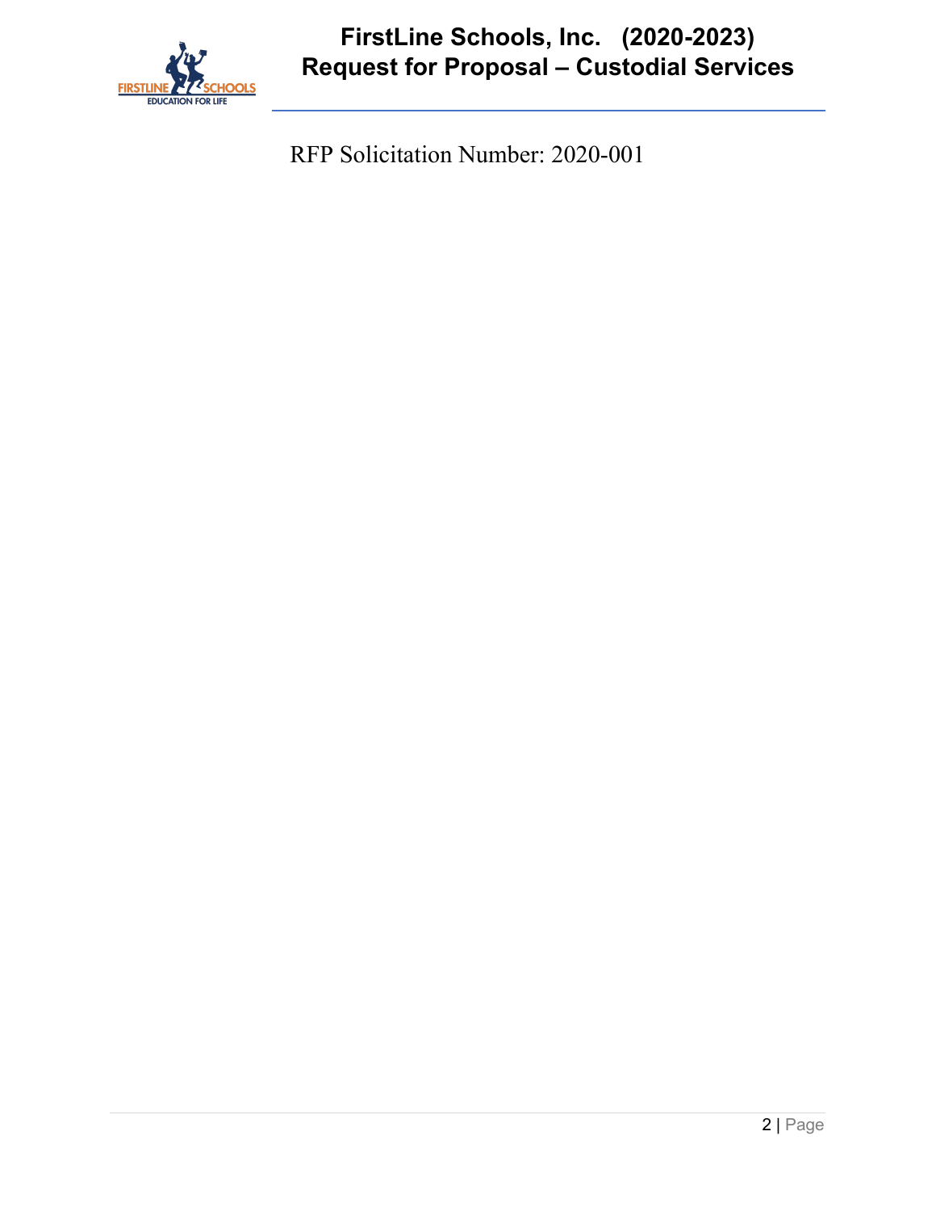RFP Solicitation Number: 2020-001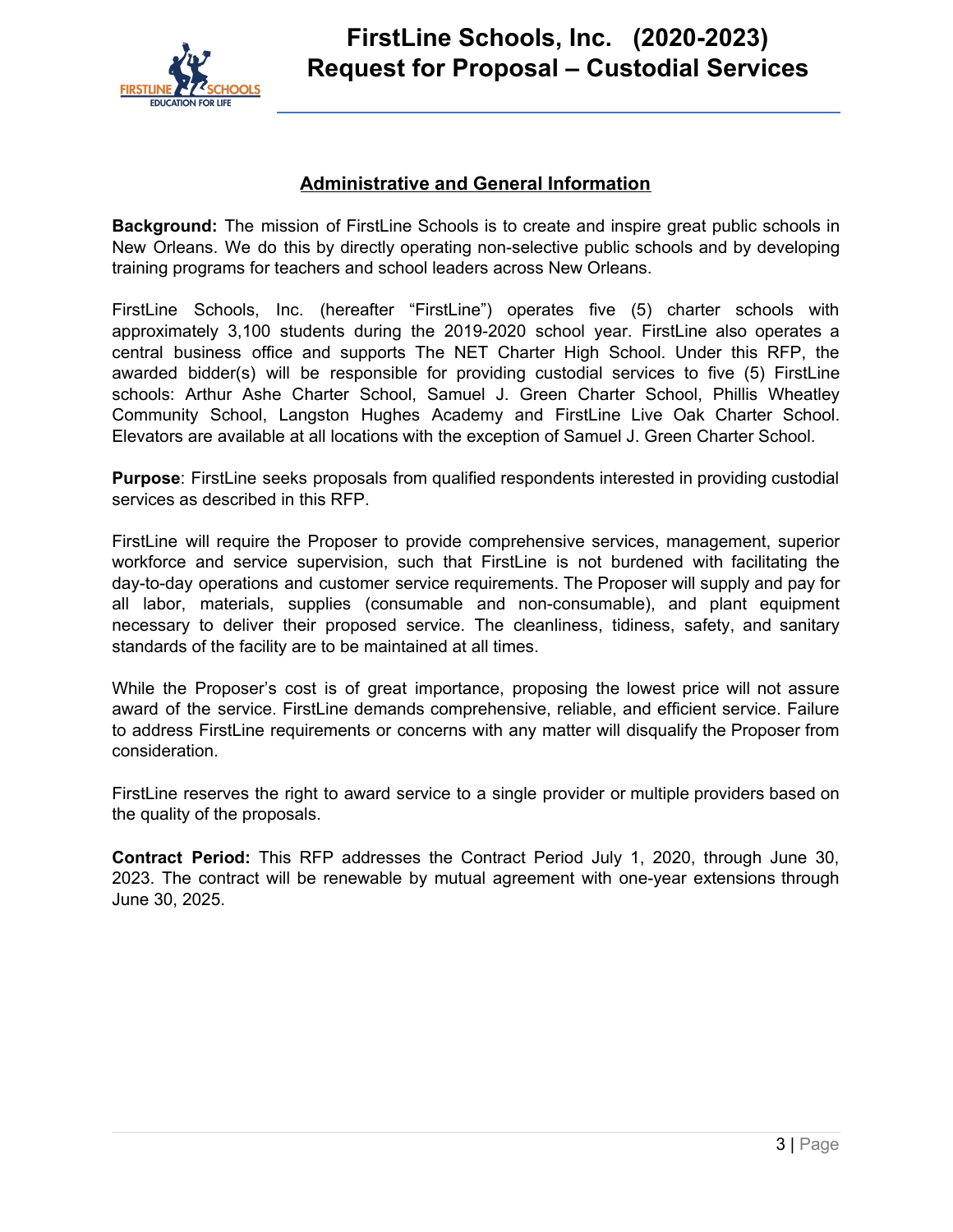## Administrative and General Information

**Background:** The mission of FirstLine Schools is to create and inspire great public schools in New Orleans. We do this by directly operating non-selective public schools and by developing training programs for teachers and school leaders across New Orleans.

FirstLine Schools, Inc. (hereafter "FirstLine") operates five (5) charter schools with approximately 3,100 students during the 2019-2020 school year. FirstLine also operates a central business office and supports The NET Charter High School. Under this RFP, the awarded bidder(s) will be responsible for providing custodial services to five (5) FirstLine schools: Arthur Ashe Charter School, Samuel J. Green Charter School, Phillis Wheatley Community School, Langston Hughes Academy and FirstLine Live Oak Charter School. Elevators are available at all locations with the exception of Samuel J. Green Charter School.

**Purpose**: FirstLine seeks proposals from qualified respondents interested in providing custodial services as described in this RFP.

FirstLine will require the Proposer to provide comprehensive services, management, superior workforce and service supervision, such that FirstLine is not burdened with facilitating the day-to-day operations and customer service requirements. The Proposer will supply and pay for all labor, materials, supplies (consumable and non-consumable), and plant equipment necessary to deliver their proposed service. The cleanliness, tidiness, safety, and sanitary standards of the facility are to be maintained at all times.

While the Proposer's cost is of great importance, proposing the lowest price will not assure award of the service. FirstLine demands comprehensive, reliable, and efficient service. Failure to address FirstLine requirements or concerns with any matter will disqualify the Proposer from consideration.

FirstLine reserves the right to award service to a single provider or multiple providers based on the quality of the proposals.

**Contract Period:** This RFP addresses the Contract Period July 1, 2020, through June 30, 2023. The contract will be renewable by mutual agreement with one-year extensions through June 30, 2025.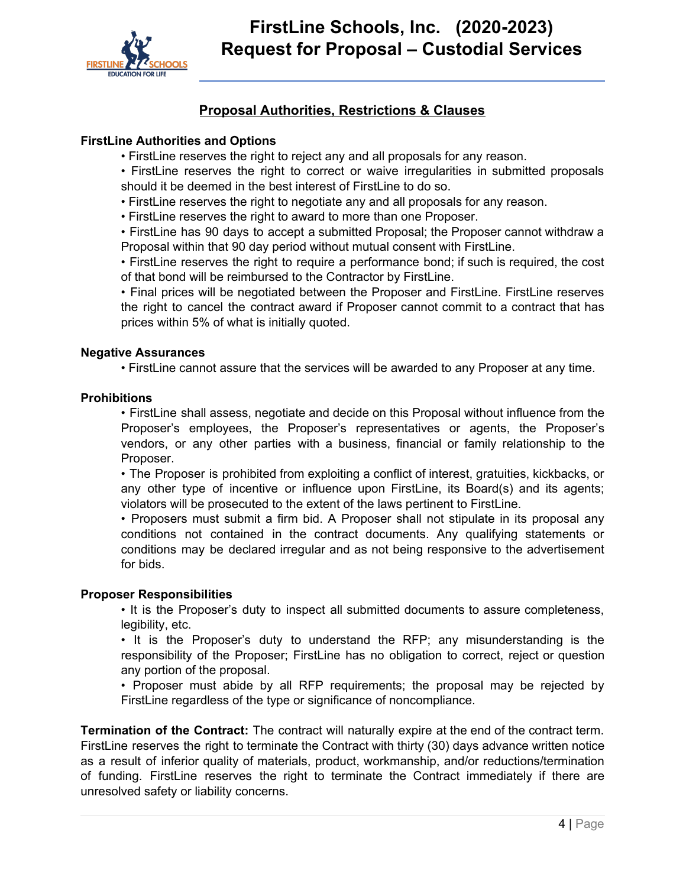## Proposal Authorities, Restrictions & Clauses

**FirstLine Authorities and Options**

- FirstLine reserves the right to reject any and all proposals for any reason.
- FirstLine reserves the right to correct or waive irregularities in submitted proposals should it be deemed in the best interest of FirstLine to do so.
- FirstLine reserves the right to negotiate any and all proposals for any reason.
- FirstLine reserves the right to award to more than one Proposer.
- FirstLine has 90 days to accept a submitted Proposal; the Proposer cannot withdraw a Proposal within that 90 day period without mutual consent with FirstLine.
- FirstLine reserves the right to require a performance bond; if such is required, the cost of that bond will be reimbursed to the Contractor by FirstLine.
- Final prices will be negotiated between the Proposer and FirstLine. FirstLine reserves the right to cancel the contract award if Proposer cannot commit to a contract that has prices within 5% of what is initially quoted.

**Negative Assurances**

- FirstLine cannot assure that the services will be awarded to any Proposer at any time.

**Prohibitions**

- FirstLine shall assess, negotiate and decide on this Proposal without influence from the Proposer's employees, the Proposer's representatives or agents, the Proposer's vendors, or any other parties with a business, financial or family relationship to the Proposer.
- The Proposer is prohibited from exploiting a conflict of interest, gratuities, kickbacks, or any other type of incentive or influence upon FirstLine, its Board(s) and its agents; violators will be prosecuted to the extent of the laws pertinent to FirstLine.
- Proposers must submit a firm bid. A Proposer shall not stipulate in its proposal any conditions not contained in the contract documents. Any qualifying statements or conditions may be declared irregular and as not being responsive to the advertisement for bids.

**Proposer Responsibilities**

- It is the Proposer's duty to inspect all submitted documents to assure completeness, legibility, etc.
- It is the Proposer's duty to understand the RFP; any misunderstanding is the responsibility of the Proposer; FirstLine has no obligation to correct, reject or question any portion of the proposal.
- Proposer must abide by all RFP requirements; the proposal may be rejected by FirstLine regardless of the type or significance of noncompliance.

**Termination of the Contract:** The contract will naturally expire at the end of the contract term. FirstLine reserves the right to terminate the Contract with thirty (30) days advance written notice as a result of inferior quality of materials, product, workmanship, and/or reductions/termination of funding. FirstLine reserves the right to terminate the Contract immediately if there are unresolved safety or liability concerns.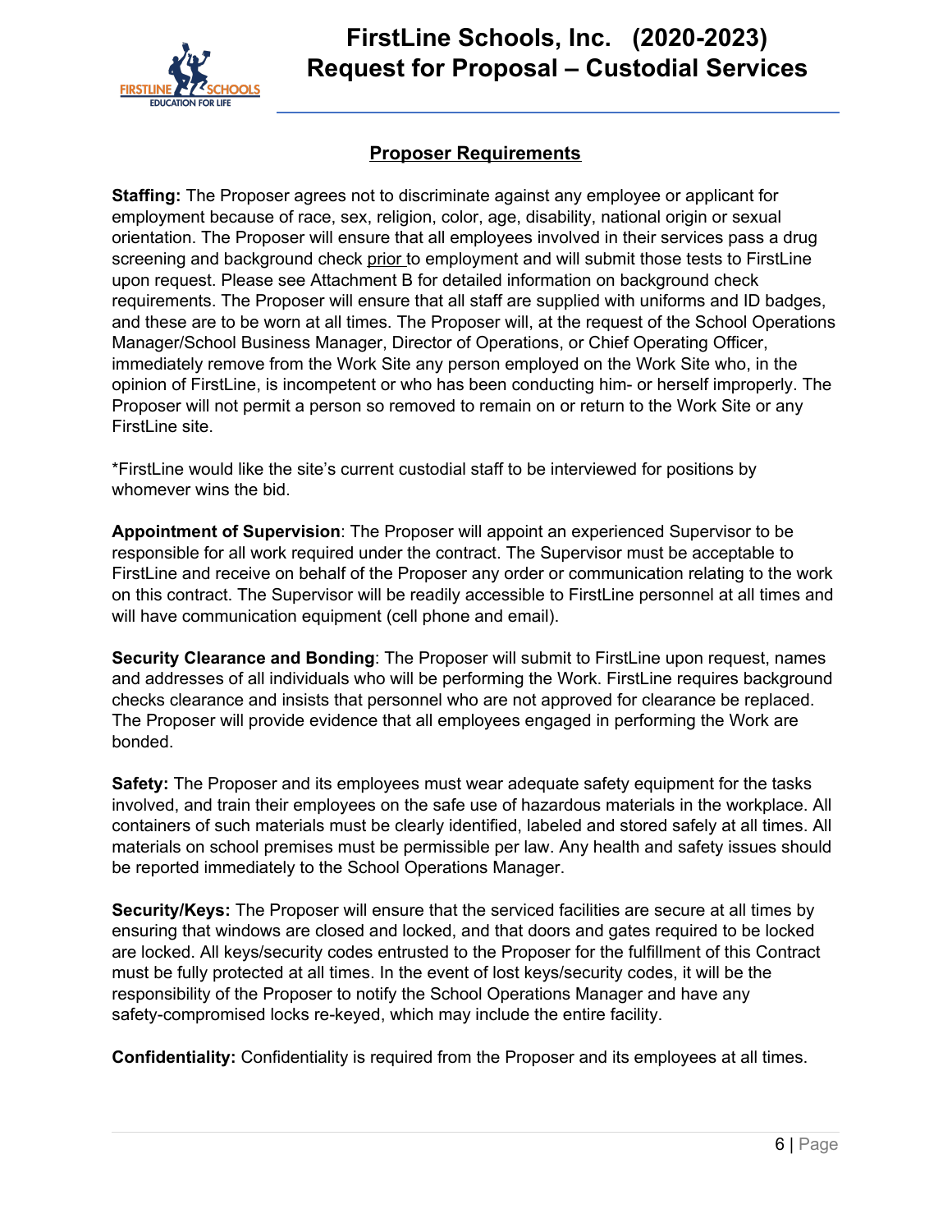## Proposer Requirements

**Staffing:** The Proposer agrees not to discriminate against any employee or applicant for employment because of race, sex, religion, color, age, disability, national origin or sexual orientation. The Proposer will ensure that all employees involved in their services pass a drug screening and background check prior to employment and will submit those tests to FirstLine upon request. Please see Attachment B for detailed information on background check requirements. The Proposer will ensure that all staff are supplied with uniforms and ID badges, and these are to be worn at all times. The Proposer will, at the request of the School Operations Manager/School Business Manager, Director of Operations, or Chief Operating Officer, immediately remove from the Work Site any person employed on the Work Site who, in the opinion of FirstLine, is incompetent or who has been conducting him- or herself improperly. The Proposer will not permit a person so removed to remain on or return to the Work Site or any FirstLine site.

*FirstLine would like the site's current custodial staff to be interviewed for positions by whomever wins the bid.

**Appointment of Supervision**: The Proposer will appoint an experienced Supervisor to be responsible for all work required under the contract. The Supervisor must be acceptable to FirstLine and receive on behalf of the Proposer any order or communication relating to the work on this contract. The Supervisor will be readily accessible to FirstLine personnel at all times and will have communication equipment (cell phone and email).

**Security Clearance and Bonding**: The Proposer will submit to FirstLine upon request, names and addresses of all individuals who will be performing the Work. FirstLine requires background checks clearance and insists that personnel who are not approved for clearance be replaced. The Proposer will provide evidence that all employees engaged in performing the Work are bonded.

**Safety:** The Proposer and its employees must wear adequate safety equipment for the tasks involved, and train their employees on the safe use of hazardous materials in the workplace. All containers of such materials must be clearly identified, labeled and stored safely at all times. All materials on school premises must be permissible per law. Any health and safety issues should be reported immediately to the School Operations Manager.

**Security/Keys:** The Proposer will ensure that the serviced facilities are secure at all times by ensuring that windows are closed and locked, and that doors and gates required to be locked are locked. All keys/security codes entrusted to the Proposer for the fulfillment of this Contract must be fully protected at all times. In the event of lost keys/security codes, it will be the responsibility of the Proposer to notify the School Operations Manager and have any safety-compromised locks re-keyed, which may include the entire facility.

**Confidentiality:** Confidentiality is required from the Proposer and its employees at all times.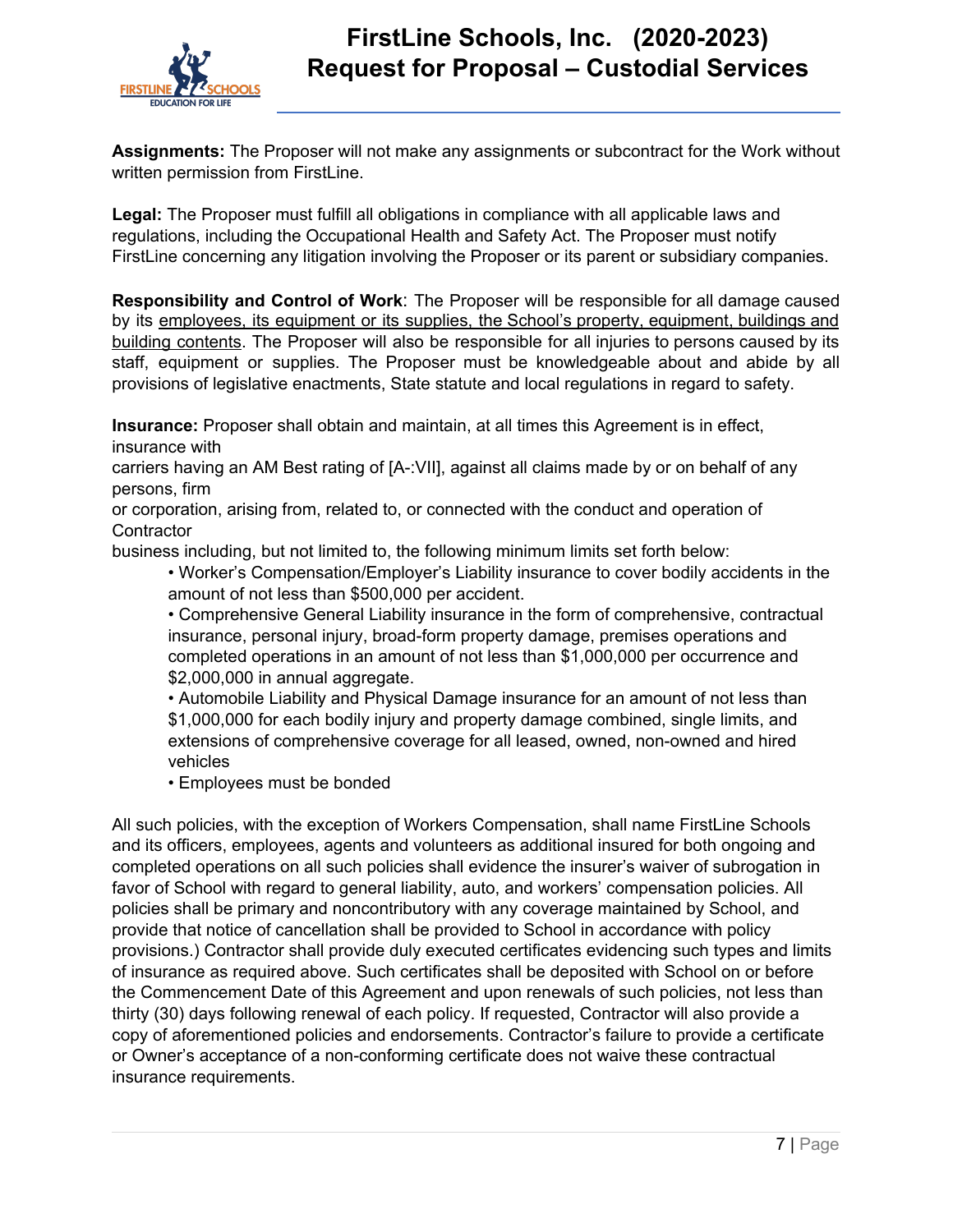**Assignments:** The Proposer will not make any assignments or subcontract for the Work without written permission from FirstLine.

**Legal:** The Proposer must fulfill all obligations in compliance with all applicable laws and regulations, including the Occupational Health and Safety Act. The Proposer must notify FirstLine concerning any litigation involving the Proposer or its parent or subsidiary companies.

**Responsibility and Control of Work**: The Proposer will be responsible for all damage caused by its <u>employees, its equipment or its supplies, the School's property, equipment, buildings and building contents</u>. The Proposer will also be responsible for all injuries to persons caused by its staff, equipment or supplies. The Proposer must be knowledgeable about and abide by all provisions of legislative enactments, State statute and local regulations in regard to safety.

**Insurance:** Proposer shall obtain and maintain, at all times this Agreement is in effect, insurance with carriers having an AM Best rating of [A-:VII], against all claims made by or on behalf of any persons, firm or corporation, arising from, related to, or connected with the conduct and operation of Contractor business including, but not limited to, the following minimum limits set forth below:

- Worker's Compensation/Employer's Liability insurance to cover bodily accidents in the amount of not less than $500,000 per accident.
- Comprehensive General Liability insurance in the form of comprehensive, contractual insurance, personal injury, broad-form property damage, premises operations and completed operations in an amount of not less than $1,000,000 per occurrence and $2,000,000 in annual aggregate.
- Automobile Liability and Physical Damage insurance for an amount of not less than $1,000,000 for each bodily injury and property damage combined, single limits, and extensions of comprehensive coverage for all leased, owned, non-owned and hired vehicles
- Employees must be bonded

All such policies, with the exception of Workers Compensation, shall name FirstLine Schools and its officers, employees, agents and volunteers as additional insured for both ongoing and completed operations on all such policies shall evidence the insurer's waiver of subrogation in favor of School with regard to general liability, auto, and workers' compensation policies. All policies shall be primary and noncontributory with any coverage maintained by School, and provide that notice of cancellation shall be provided to School in accordance with policy provisions.) Contractor shall provide duly executed certificates evidencing such types and limits of insurance as required above. Such certificates shall be deposited with School on or before the Commencement Date of this Agreement and upon renewals of such policies, not less than thirty (30) days following renewal of each policy. If requested, Contractor will also provide a copy of aforementioned policies and endorsements. Contractor's failure to provide a certificate or Owner's acceptance of a non-conforming certificate does not waive these contractual insurance requirements.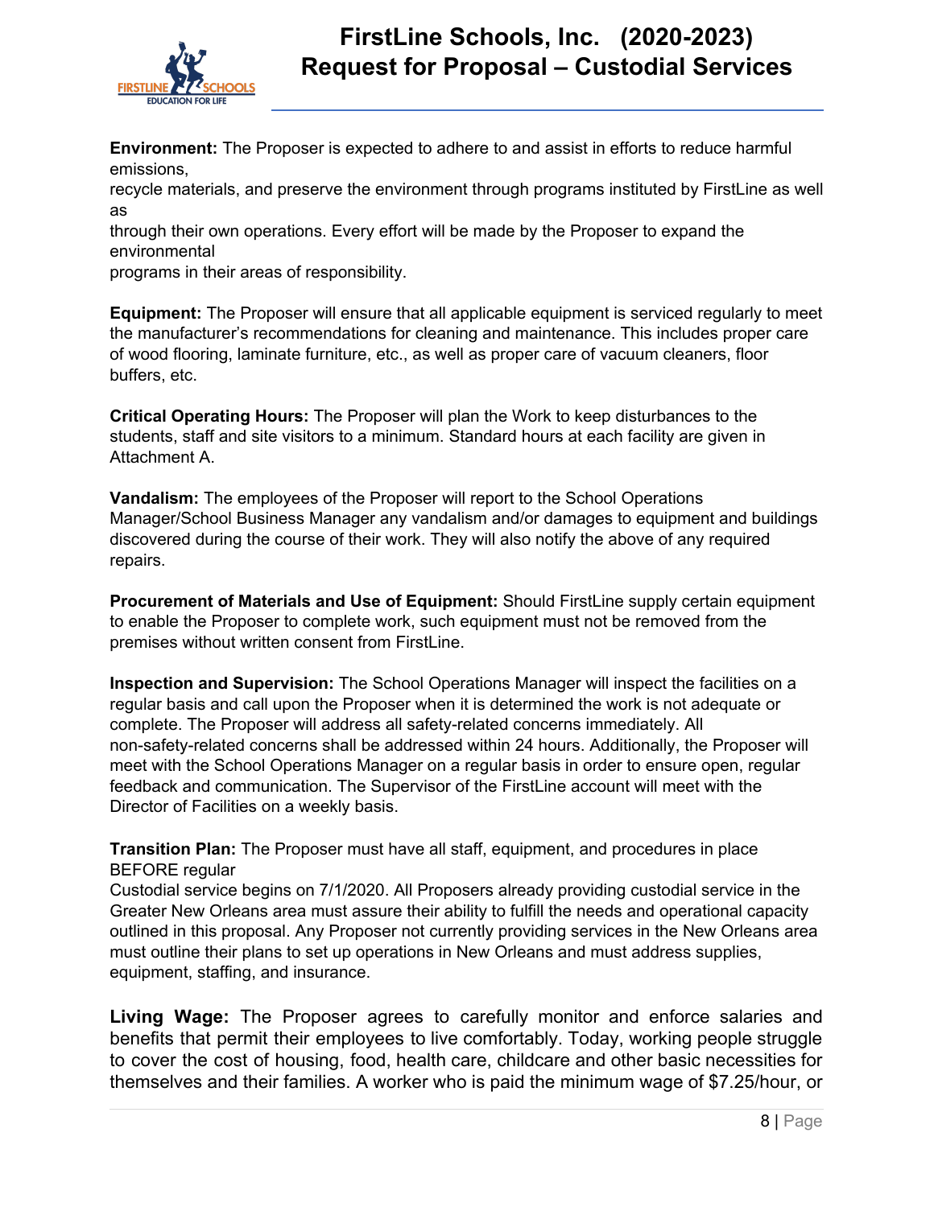**Environment:** The Proposer is expected to adhere to and assist in efforts to reduce harmful emissions, recycle materials, and preserve the environment through programs instituted by FirstLine as well as through their own operations. Every effort will be made by the Proposer to expand the environmental programs in their areas of responsibility.

**Equipment:** The Proposer will ensure that all applicable equipment is serviced regularly to meet the manufacturer's recommendations for cleaning and maintenance. This includes proper care of wood flooring, laminate furniture, etc., as well as proper care of vacuum cleaners, floor buffers, etc.

**Critical Operating Hours:** The Proposer will plan the Work to keep disturbances to the students, staff and site visitors to a minimum. Standard hours at each facility are given in Attachment A.

**Vandalism:** The employees of the Proposer will report to the School Operations Manager/School Business Manager any vandalism and/or damages to equipment and buildings discovered during the course of their work. They will also notify the above of any required repairs.

**Procurement of Materials and Use of Equipment:** Should FirstLine supply certain equipment to enable the Proposer to complete work, such equipment must not be removed from the premises without written consent from FirstLine.

**Inspection and Supervision:** The School Operations Manager will inspect the facilities on a regular basis and call upon the Proposer when it is determined the work is not adequate or complete. The Proposer will address all safety-related concerns immediately. All non-safety-related concerns shall be addressed within 24 hours. Additionally, the Proposer will meet with the School Operations Manager on a regular basis in order to ensure open, regular feedback and communication. The Supervisor of the FirstLine account will meet with the Director of Facilities on a weekly basis.

**Transition Plan:** The Proposer must have all staff, equipment, and procedures in place BEFORE regular Custodial service begins on 7/1/2020. All Proposers already providing custodial service in the Greater New Orleans area must assure their ability to fulfill the needs and operational capacity outlined in this proposal. Any Proposer not currently providing services in the New Orleans area must outline their plans to set up operations in New Orleans and must address supplies, equipment, staffing, and insurance.

**Living Wage:** The Proposer agrees to carefully monitor and enforce salaries and benefits that permit their employees to live comfortably. Today, working people struggle to cover the cost of housing, food, health care, childcare and other basic necessities for themselves and their families. A worker who is paid the minimum wage of $7.25/hour, or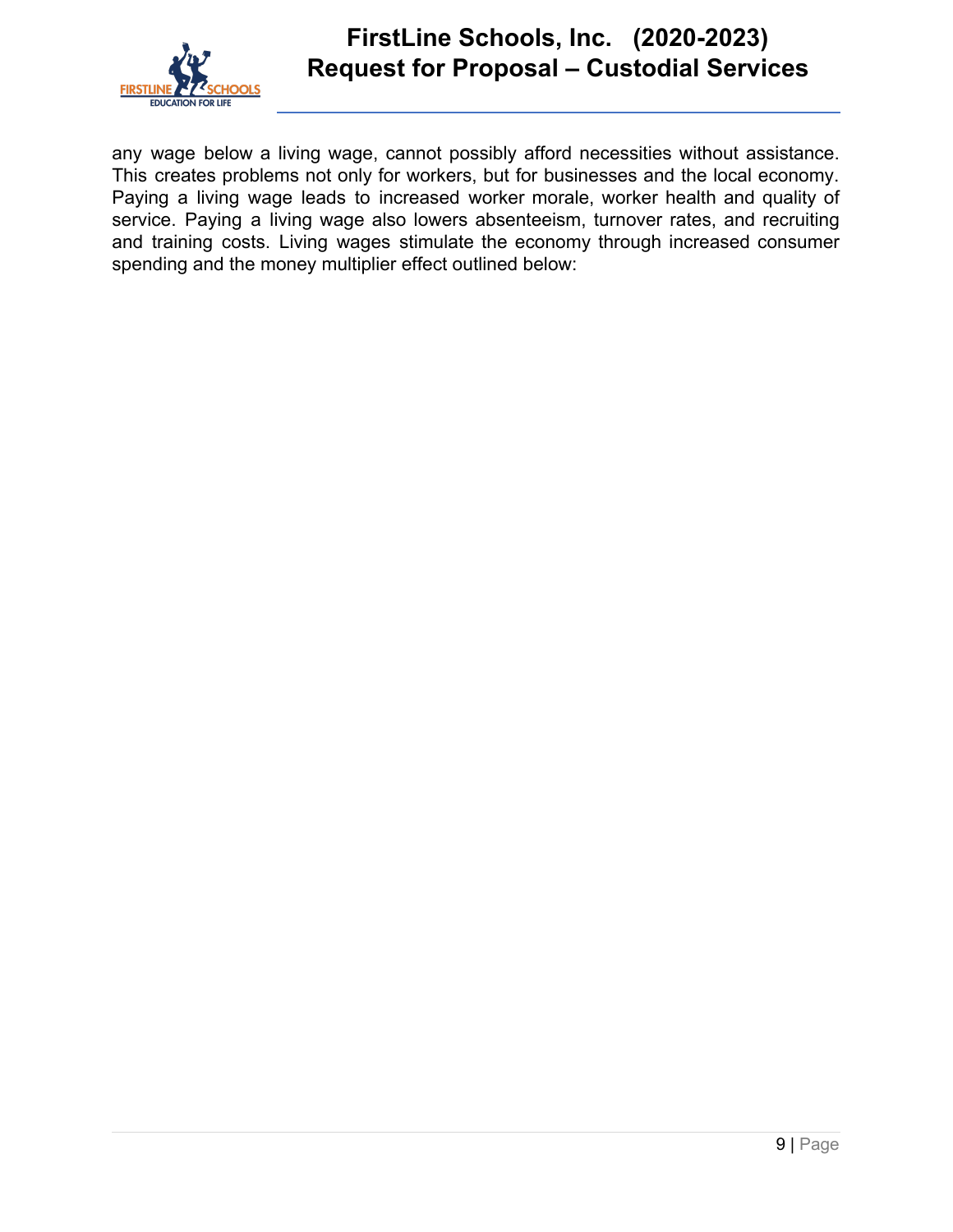any wage below a living wage, cannot possibly afford necessities without assistance. This creates problems not only for workers, but for businesses and the local economy. Paying a living wage leads to increased worker morale, worker health and quality of service. Paying a living wage also lowers absenteeism, turnover rates, and recruiting and training costs. Living wages stimulate the economy through increased consumer spending and the money multiplier effect outlined below: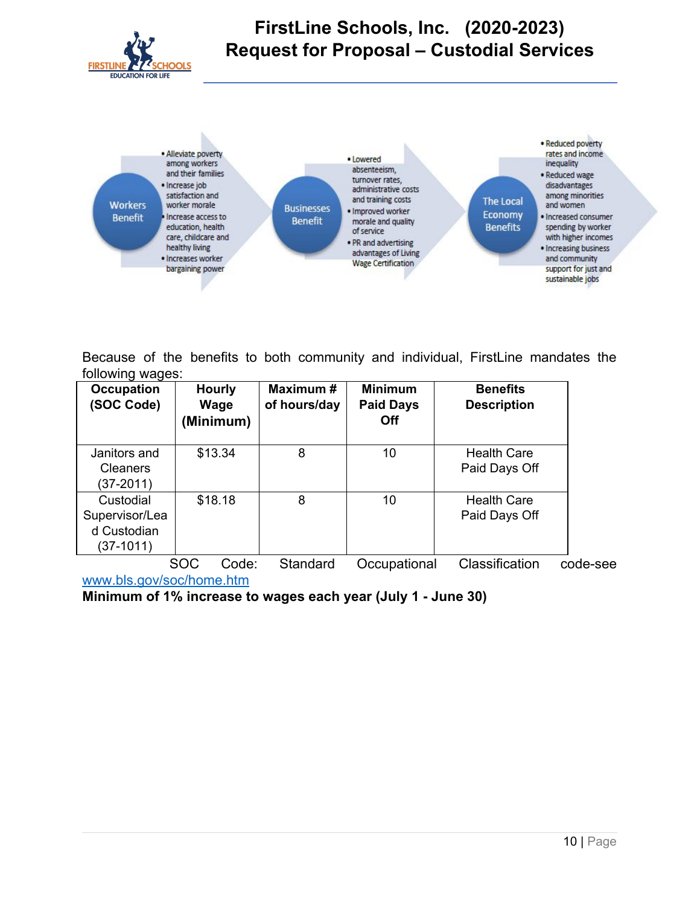Workers Benefit

- Alleviate poverty among workers and their families
- Increase job satisfaction and worker morale
- Increase access to education, health care, childcare and healthy living
- Increases worker bargaining power

Businesses Benefit

- Lowered absenteeism, turnover rates, administrative costs and training costs
- Improved worker morale and quality of service
- PR and advertising advantages of Living Wage Certification

The Local Economy Benefits

- Reduced poverty rates and income inequality
- Reduced wage disadvantages among minorities and women
- Increased consumer spending by worker with higher incomes
- Increasing business and community support for just and sustainable jobs

Because of the benefits to both community and individual, FirstLine mandates the following wages:

| Occupation (SOC Code) | Hourly Wage (Minimum) | Maximum # of hours/day | Minimum Paid Days Off | Benefits Description |
|---|---|---|---|---|
| Janitors and Cleaners (37-2011) | $13.34 | 8 | 10 | Health Care Paid Days Off |
| Custodial Supervisor/Lead Custodian (37-1011) | $18.18 | 8 | 10 | Health Care Paid Days Off |

SOC Code: Standard Occupational Classification code-see www.bls.gov/soc/home.htm

**Minimum of 1% increase to wages each year (July 1 - June 30)**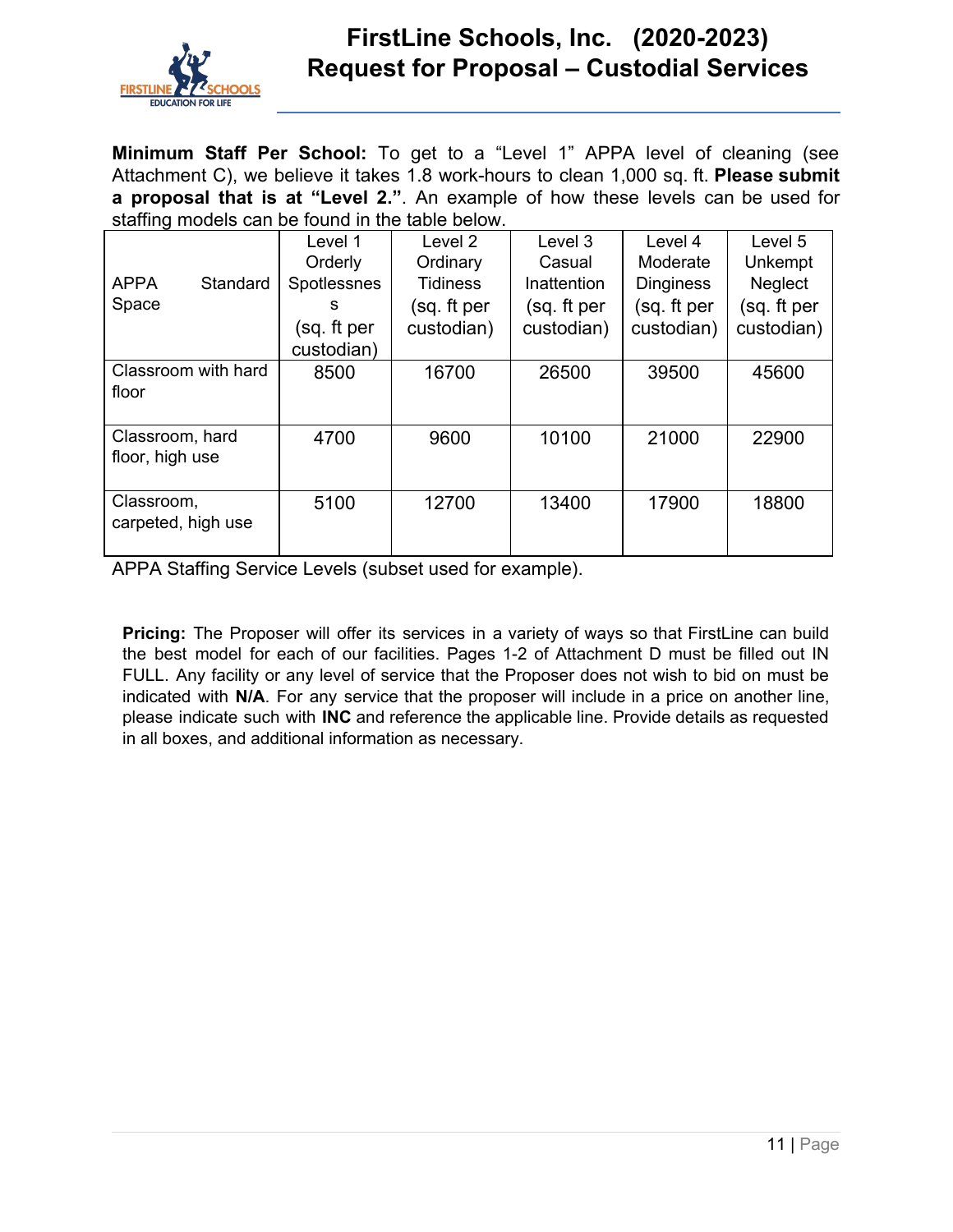**Minimum Staff Per School:** To get to a "Level 1" APPA level of cleaning (see Attachment C), we believe it takes 1.8 work-hours to clean 1,000 sq. ft. **Please submit a proposal that is at "Level 2."**. An example of how these levels can be used for staffing models can be found in the table below.

| APPA Standard Space | Level 1 Orderly Spotlessness (sq. ft per custodian) | Level 2 Ordinary Tidiness (sq. ft per custodian) | Level 3 Casual Inattention (sq. ft per custodian) | Level 4 Moderate Dinginess (sq. ft per custodian) | Level 5 Unkempt Neglect (sq. ft per custodian) |
|---|---|---|---|---|---|
| Classroom with hard floor | 8500 | 16700 | 26500 | 39500 | 45600 |
| Classroom, hard floor, high use | 4700 | 9600 | 10100 | 21000 | 22900 |
| Classroom, carpeted, high use | 5100 | 12700 | 13400 | 17900 | 18800 |

APPA Staffing Service Levels (subset used for example).

**Pricing:** The Proposer will offer its services in a variety of ways so that FirstLine can build the best model for each of our facilities. Pages 1-2 of Attachment D must be filled out IN FULL. Any facility or any level of service that the Proposer does not wish to bid on must be indicated with **N/A**. For any service that the proposer will include in a price on another line, please indicate such with **INC** and reference the applicable line. Provide details as requested in all boxes, and additional information as necessary.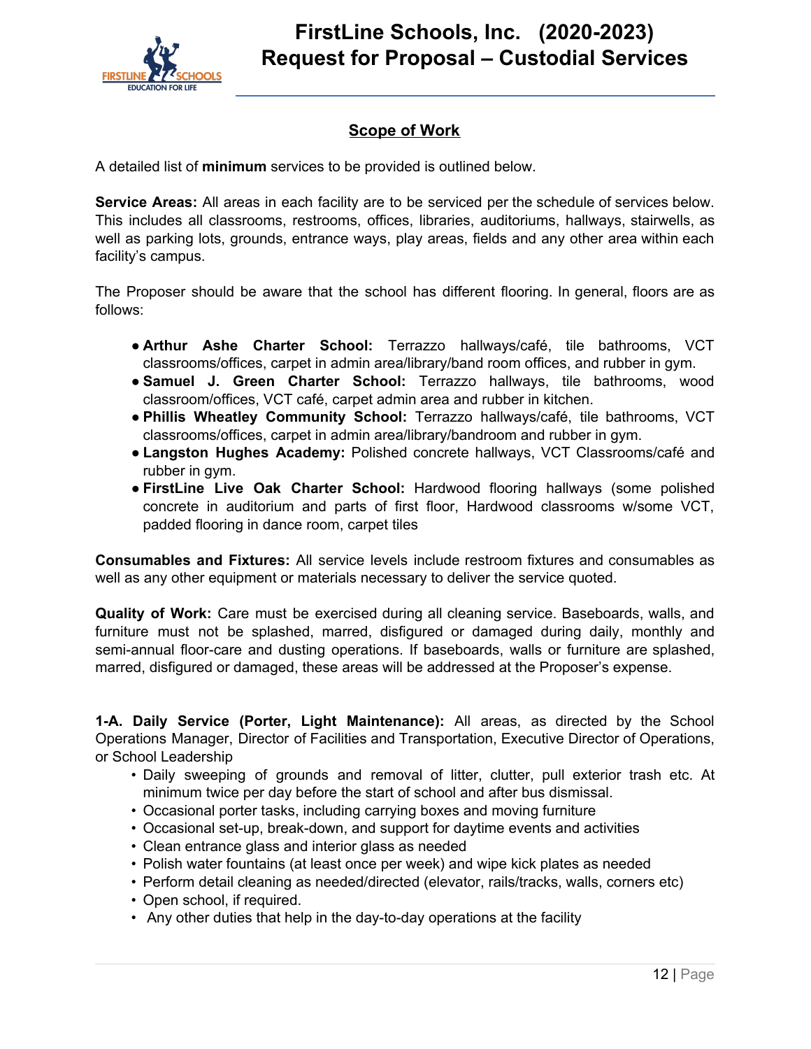## Scope of Work

A detailed list of **minimum** services to be provided is outlined below.

**Service Areas:** All areas in each facility are to be serviced per the schedule of services below. This includes all classrooms, restrooms, offices, libraries, auditoriums, hallways, stairwells, as well as parking lots, grounds, entrance ways, play areas, fields and any other area within each facility's campus.

The Proposer should be aware that the school has different flooring. In general, floors are as follows:

- **Arthur Ashe Charter School:** Terrazzo hallways/café, tile bathrooms, VCT classrooms/offices, carpet in admin area/library/band room offices, and rubber in gym.
- **Samuel J. Green Charter School:** Terrazzo hallways, tile bathrooms, wood classroom/offices, VCT café, carpet admin area and rubber in kitchen.
- **Phillis Wheatley Community School:** Terrazzo hallways/café, tile bathrooms, VCT classrooms/offices, carpet in admin area/library/bandroom and rubber in gym.
- **Langston Hughes Academy:** Polished concrete hallways, VCT Classrooms/café and rubber in gym.
- **FirstLine Live Oak Charter School:** Hardwood flooring hallways (some polished concrete in auditorium and parts of first floor, Hardwood classrooms w/some VCT, padded flooring in dance room, carpet tiles

**Consumables and Fixtures:** All service levels include restroom fixtures and consumables as well as any other equipment or materials necessary to deliver the service quoted.

**Quality of Work:** Care must be exercised during all cleaning service. Baseboards, walls, and furniture must not be splashed, marred, disfigured or damaged during daily, monthly and semi-annual floor-care and dusting operations. If baseboards, walls or furniture are splashed, marred, disfigured or damaged, these areas will be addressed at the Proposer's expense.

**1-A. Daily Service (Porter, Light Maintenance):** All areas, as directed by the School Operations Manager, Director of Facilities and Transportation, Executive Director of Operations, or School Leadership

- Daily sweeping of grounds and removal of litter, clutter, pull exterior trash etc. At minimum twice per day before the start of school and after bus dismissal.
- Occasional porter tasks, including carrying boxes and moving furniture
- Occasional set-up, break-down, and support for daytime events and activities
- Clean entrance glass and interior glass as needed
- Polish water fountains (at least once per week) and wipe kick plates as needed
- Perform detail cleaning as needed/directed (elevator, rails/tracks, walls, corners etc)
- Open school, if required.
- Any other duties that help in the day-to-day operations at the facility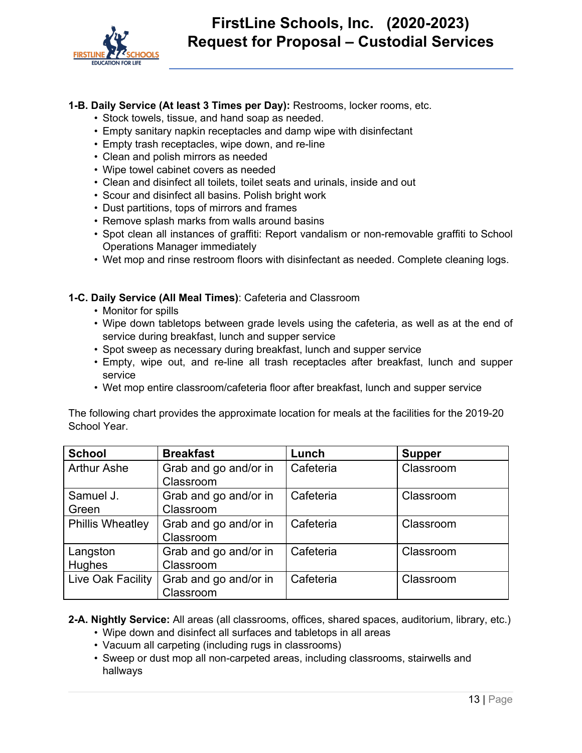**1-B. Daily Service (At least 3 Times per Day):** Restrooms, locker rooms, etc.

- Stock towels, tissue, and hand soap as needed.
- Empty sanitary napkin receptacles and damp wipe with disinfectant
- Empty trash receptacles, wipe down, and re-line
- Clean and polish mirrors as needed
- Wipe towel cabinet covers as needed
- Clean and disinfect all toilets, toilet seats and urinals, inside and out
- Scour and disinfect all basins. Polish bright work
- Dust partitions, tops of mirrors and frames
- Remove splash marks from walls around basins
- Spot clean all instances of graffiti: Report vandalism or non-removable graffiti to School Operations Manager immediately
- Wet mop and rinse restroom floors with disinfectant as needed. Complete cleaning logs.

**1-C. Daily Service (All Meal Times)**: Cafeteria and Classroom

- Monitor for spills
- Wipe down tabletops between grade levels using the cafeteria, as well as at the end of service during breakfast, lunch and supper service
- Spot sweep as necessary during breakfast, lunch and supper service
- Empty, wipe out, and re-line all trash receptacles after breakfast, lunch and supper service
- Wet mop entire classroom/cafeteria floor after breakfast, lunch and supper service

The following chart provides the approximate location for meals at the facilities for the 2019-20 School Year.

| School | Breakfast | Lunch | Supper |
|---|---|---|---|
| Arthur Ashe | Grab and go and/or in Classroom | Cafeteria | Classroom |
| Samuel J. Green | Grab and go and/or in Classroom | Cafeteria | Classroom |
| Phillis Wheatley | Grab and go and/or in Classroom | Cafeteria | Classroom |
| Langston Hughes | Grab and go and/or in Classroom | Cafeteria | Classroom |
| Live Oak Facility | Grab and go and/or in Classroom | Cafeteria | Classroom |

**2-A. Nightly Service:** All areas (all classrooms, offices, shared spaces, auditorium, library, etc.)

- Wipe down and disinfect all surfaces and tabletops in all areas
- Vacuum all carpeting (including rugs in classrooms)
- Sweep or dust mop all non-carpeted areas, including classrooms, stairwells and hallways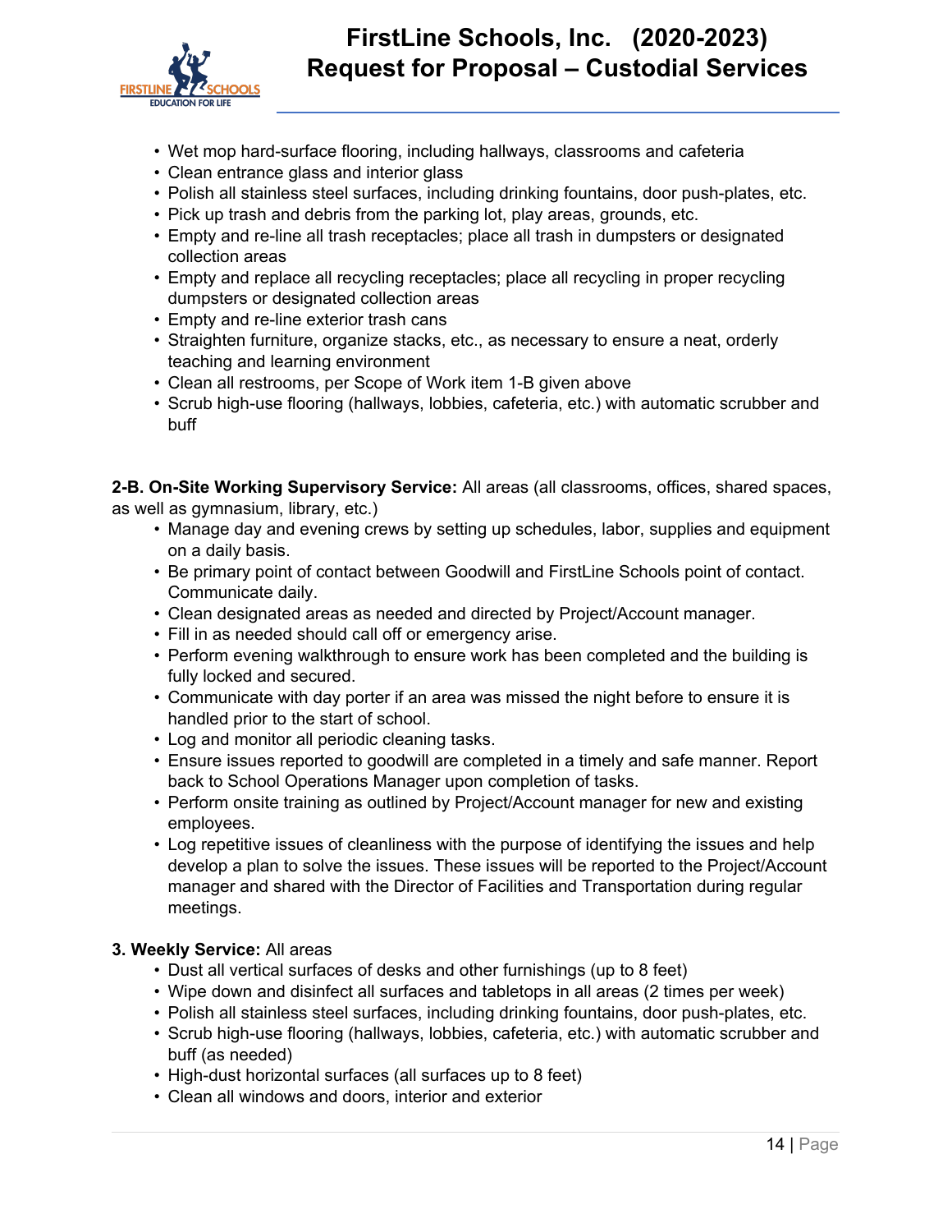- Wet mop hard-surface flooring, including hallways, classrooms and cafeteria
- Clean entrance glass and interior glass
- Polish all stainless steel surfaces, including drinking fountains, door push-plates, etc.
- Pick up trash and debris from the parking lot, play areas, grounds, etc.
- Empty and re-line all trash receptacles; place all trash in dumpsters or designated collection areas
- Empty and replace all recycling receptacles; place all recycling in proper recycling dumpsters or designated collection areas
- Empty and re-line exterior trash cans
- Straighten furniture, organize stacks, etc., as necessary to ensure a neat, orderly teaching and learning environment
- Clean all restrooms, per Scope of Work item 1-B given above
- Scrub high-use flooring (hallways, lobbies, cafeteria, etc.) with automatic scrubber and buff

**2-B. On-Site Working Supervisory Service:** All areas (all classrooms, offices, shared spaces, as well as gymnasium, library, etc.)

- Manage day and evening crews by setting up schedules, labor, supplies and equipment on a daily basis.
- Be primary point of contact between Goodwill and FirstLine Schools point of contact. Communicate daily.
- Clean designated areas as needed and directed by Project/Account manager.
- Fill in as needed should call off or emergency arise.
- Perform evening walkthrough to ensure work has been completed and the building is fully locked and secured.
- Communicate with day porter if an area was missed the night before to ensure it is handled prior to the start of school.
- Log and monitor all periodic cleaning tasks.
- Ensure issues reported to goodwill are completed in a timely and safe manner. Report back to School Operations Manager upon completion of tasks.
- Perform onsite training as outlined by Project/Account manager for new and existing employees.
- Log repetitive issues of cleanliness with the purpose of identifying the issues and help develop a plan to solve the issues. These issues will be reported to the Project/Account manager and shared with the Director of Facilities and Transportation during regular meetings.

**3. Weekly Service:** All areas

- Dust all vertical surfaces of desks and other furnishings (up to 8 feet)
- Wipe down and disinfect all surfaces and tabletops in all areas (2 times per week)
- Polish all stainless steel surfaces, including drinking fountains, door push-plates, etc.
- Scrub high-use flooring (hallways, lobbies, cafeteria, etc.) with automatic scrubber and buff (as needed)
- High-dust horizontal surfaces (all surfaces up to 8 feet)
- Clean all windows and doors, interior and exterior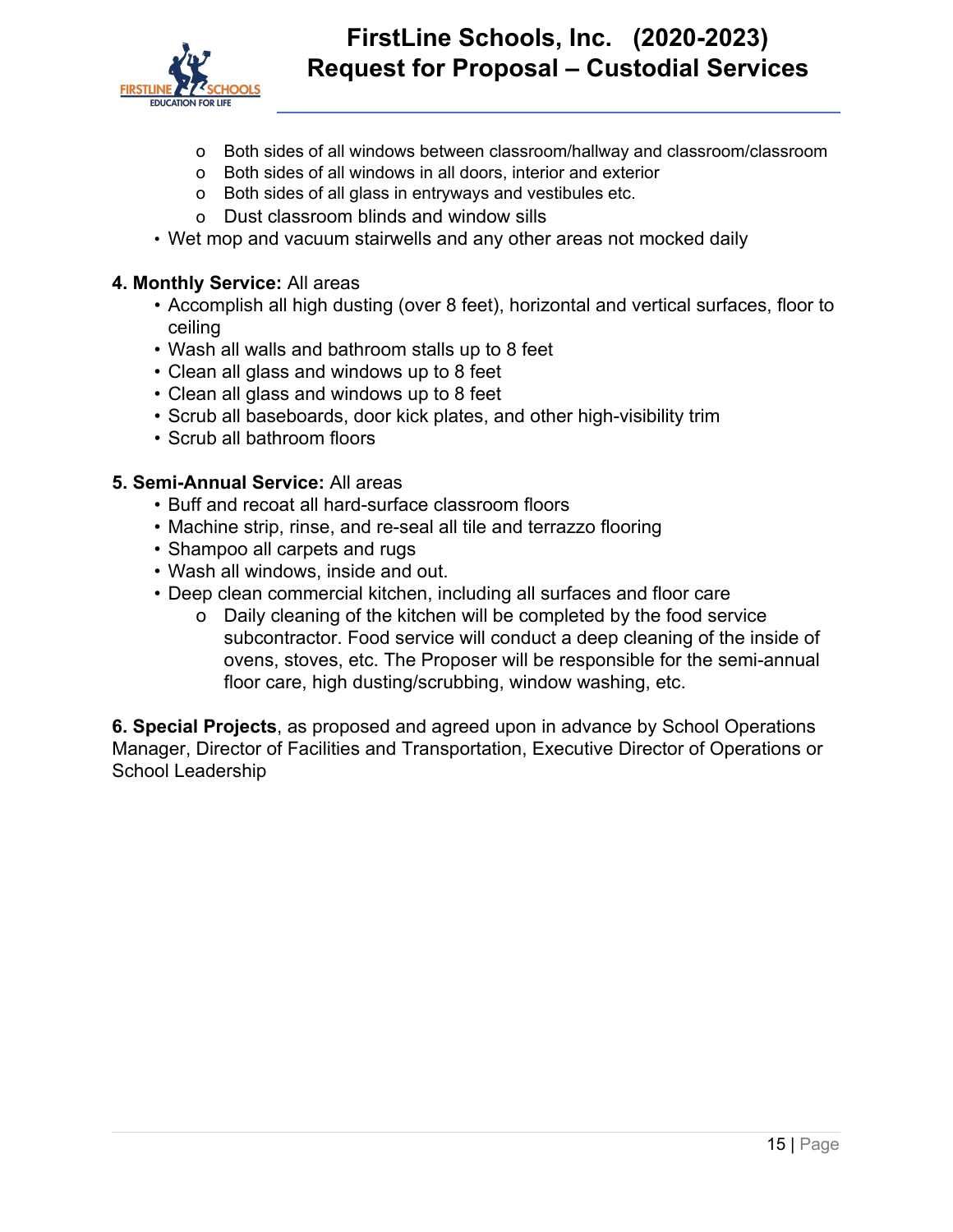- Both sides of all windows between classroom/hallway and classroom/classroom
  - Both sides of all windows in all doors, interior and exterior
  - Both sides of all glass in entryways and vestibules etc.
  - Dust classroom blinds and window sills
- Wet mop and vacuum stairwells and any other areas not mocked daily

**4. Monthly Service:** All areas

- Accomplish all high dusting (over 8 feet), horizontal and vertical surfaces, floor to ceiling
- Wash all walls and bathroom stalls up to 8 feet
- Clean all glass and windows up to 8 feet
- Clean all glass and windows up to 8 feet
- Scrub all baseboards, door kick plates, and other high-visibility trim
- Scrub all bathroom floors

**5. Semi-Annual Service:** All areas

- Buff and recoat all hard-surface classroom floors
- Machine strip, rinse, and re-seal all tile and terrazzo flooring
- Shampoo all carpets and rugs
- Wash all windows, inside and out.
- Deep clean commercial kitchen, including all surfaces and floor care
  - Daily cleaning of the kitchen will be completed by the food service subcontractor. Food service will conduct a deep cleaning of the inside of ovens, stoves, etc. The Proposer will be responsible for the semi-annual floor care, high dusting/scrubbing, window washing, etc.

**6. Special Projects**, as proposed and agreed upon in advance by School Operations Manager, Director of Facilities and Transportation, Executive Director of Operations or School Leadership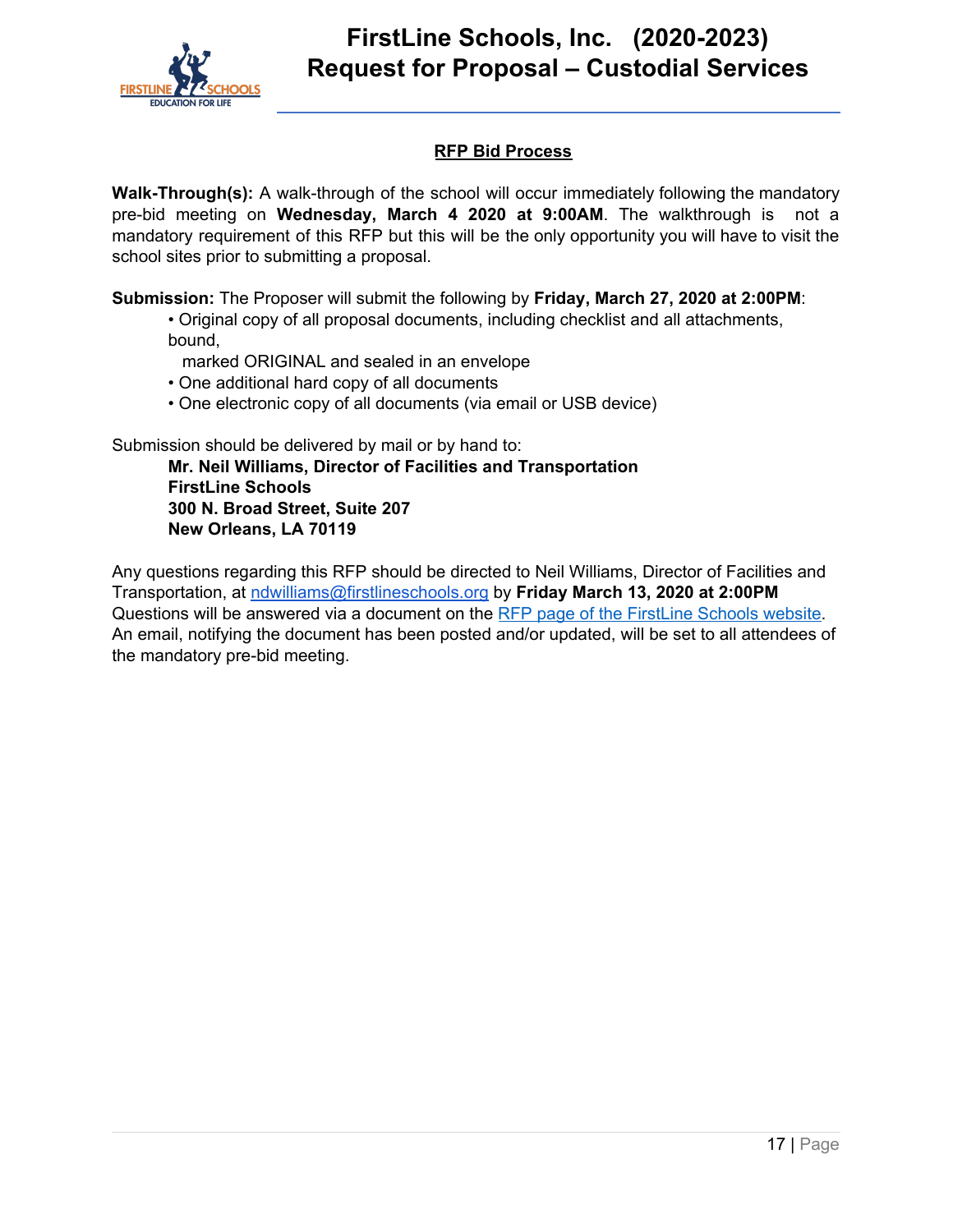## RFP Bid Process

**Walk-Through(s):** A walk-through of the school will occur immediately following the mandatory pre-bid meeting on **Wednesday, March 4 2020 at 9:00AM**. The walkthrough is not a mandatory requirement of this RFP but this will be the only opportunity you will have to visit the school sites prior to submitting a proposal.

**Submission:** The Proposer will submit the following by **Friday, March 27, 2020 at 2:00PM**:

- Original copy of all proposal documents, including checklist and all attachments, bound, marked ORIGINAL and sealed in an envelope
- One additional hard copy of all documents
- One electronic copy of all documents (via email or USB device)

Submission should be delivered by mail or by hand to:

**Mr. Neil Williams, Director of Facilities and Transportation**
**FirstLine Schools**
**300 N. Broad Street, Suite 207**
**New Orleans, LA 70119**

Any questions regarding this RFP should be directed to Neil Williams, Director of Facilities and Transportation, at ndwilliams@firstlineschools.org by **Friday March 13, 2020 at 2:00PM** Questions will be answered via a document on the RFP page of the FirstLine Schools website. An email, notifying the document has been posted and/or updated, will be set to all attendees of the mandatory pre-bid meeting.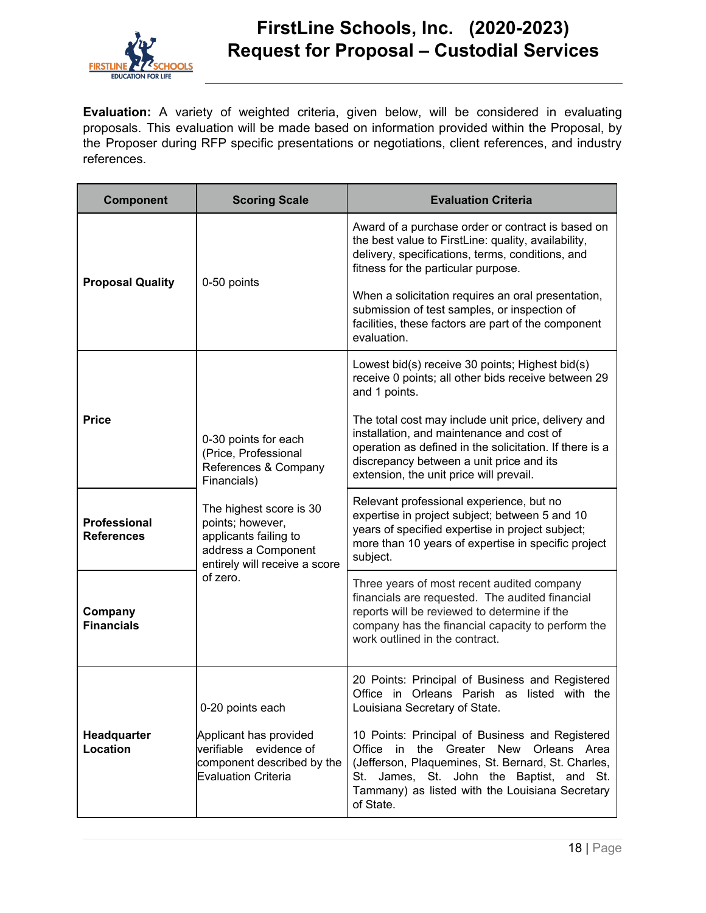**Evaluation:** A variety of weighted criteria, given below, will be considered in evaluating proposals. This evaluation will be made based on information provided within the Proposal, by the Proposer during RFP specific presentations or negotiations, client references, and industry references.

| Component | Scoring Scale | Evaluation Criteria |
|---|---|---|
| **Proposal Quality** | 0-50 points | Award of a purchase order or contract is based on the best value to FirstLine: quality, availability, delivery, specifications, terms, conditions, and fitness for the particular purpose.<br><br>When a solicitation requires an oral presentation, submission of test samples, or inspection of facilities, these factors are part of the component evaluation. |
| **Price** | 0-30 points for each (Price, Professional References & Company Financials)<br><br>The highest score is 30 points; however, applicants failing to address a Component entirely will receive a score of zero. | Lowest bid(s) receive 30 points; Highest bid(s) receive 0 points; all other bids receive between 29 and 1 points.<br><br>The total cost may include unit price, delivery and installation, and maintenance and cost of operation as defined in the solicitation. If there is a discrepancy between a unit price and its extension, the unit price will prevail. |
| **Professional References** | | Relevant professional experience, but no expertise in project subject; between 5 and 10 years of specified expertise in project subject; more than 10 years of expertise in specific project subject. |
| **Company Financials** | | Three years of most recent audited company financials are requested. The audited financial reports will be reviewed to determine if the company has the financial capacity to perform the work outlined in the contract. |
| **Headquarter Location** | 0-20 points each<br><br>Applicant has provided verifiable evidence of component described by the Evaluation Criteria | 20 Points: Principal of Business and Registered Office in Orleans Parish as listed with the Louisiana Secretary of State.<br><br>10 Points: Principal of Business and Registered Office in the Greater New Orleans Area (Jefferson, Plaquemines, St. Bernard, St. Charles, St. James, St. John the Baptist, and St. Tammany) as listed with the Louisiana Secretary of State. |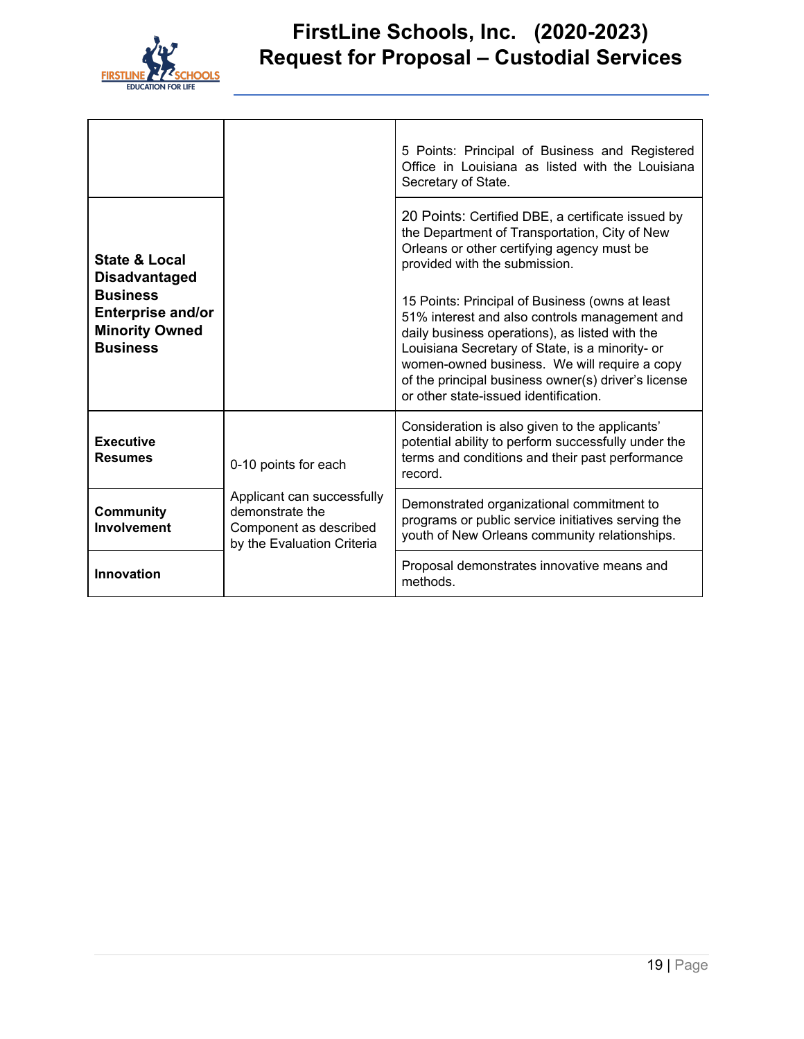| | | |
|---|---|---|
| | | 5 Points: Principal of Business and Registered Office in Louisiana as listed with the Louisiana Secretary of State. |
| **State & Local Disadvantaged Business Enterprise and/or Minority Owned Business** | | 20 Points: Certified DBE, a certificate issued by the Department of Transportation, City of New Orleans or other certifying agency must be provided with the submission.<br><br>15 Points: Principal of Business (owns at least 51% interest and also controls management and daily business operations), as listed with the Louisiana Secretary of State, is a minority- or women-owned business. We will require a copy of the principal business owner(s) driver's license or other state-issued identification. |
| **Executive Resumes** | 0-10 points for each<br><br>Applicant can successfully demonstrate the Component as described by the Evaluation Criteria | Consideration is also given to the applicants' potential ability to perform successfully under the terms and conditions and their past performance record. |
| **Community Involvement** | | Demonstrated organizational commitment to programs or public service initiatives serving the youth of New Orleans community relationships. |
| **Innovation** | | Proposal demonstrates innovative means and methods. |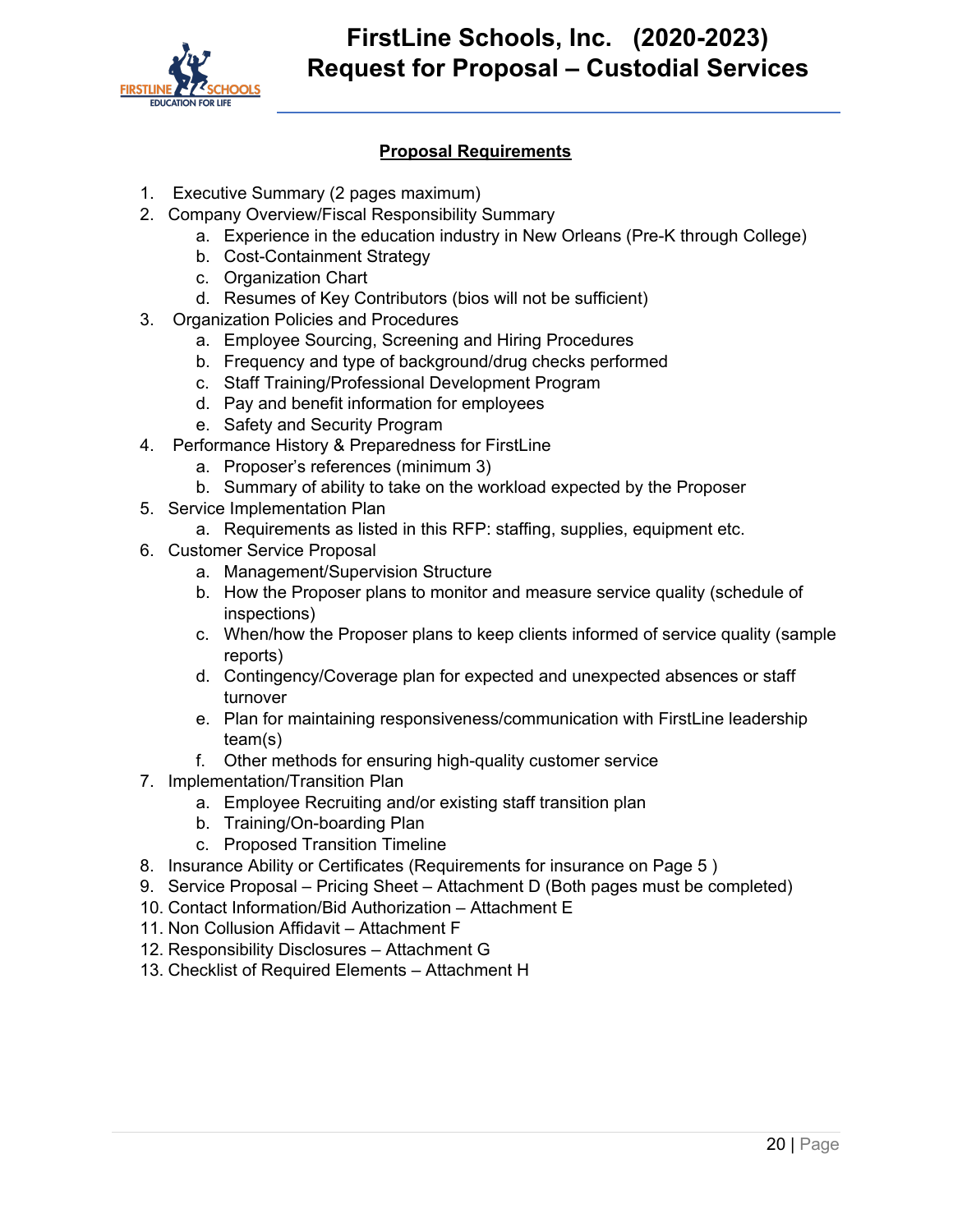## Proposal Requirements

1. Executive Summary (2 pages maximum)
2. Company Overview/Fiscal Responsibility Summary
   a. Experience in the education industry in New Orleans (Pre-K through College)
   b. Cost-Containment Strategy
   c. Organization Chart
   d. Resumes of Key Contributors (bios will not be sufficient)
3. Organization Policies and Procedures
   a. Employee Sourcing, Screening and Hiring Procedures
   b. Frequency and type of background/drug checks performed
   c. Staff Training/Professional Development Program
   d. Pay and benefit information for employees
   e. Safety and Security Program
4. Performance History & Preparedness for FirstLine
   a. Proposer's references (minimum 3)
   b. Summary of ability to take on the workload expected by the Proposer
5. Service Implementation Plan
   a. Requirements as listed in this RFP: staffing, supplies, equipment etc.
6. Customer Service Proposal
   a. Management/Supervision Structure
   b. How the Proposer plans to monitor and measure service quality (schedule of inspections)
   c. When/how the Proposer plans to keep clients informed of service quality (sample reports)
   d. Contingency/Coverage plan for expected and unexpected absences or staff turnover
   e. Plan for maintaining responsiveness/communication with FirstLine leadership team(s)
   f. Other methods for ensuring high-quality customer service
7. Implementation/Transition Plan
   a. Employee Recruiting and/or existing staff transition plan
   b. Training/On-boarding Plan
   c. Proposed Transition Timeline
8. Insurance Ability or Certificates (Requirements for insurance on Page 5 )
9. Service Proposal – Pricing Sheet – Attachment D (Both pages must be completed)
10. Contact Information/Bid Authorization – Attachment E
11. Non Collusion Affidavit – Attachment F
12. Responsibility Disclosures – Attachment G
13. Checklist of Required Elements – Attachment H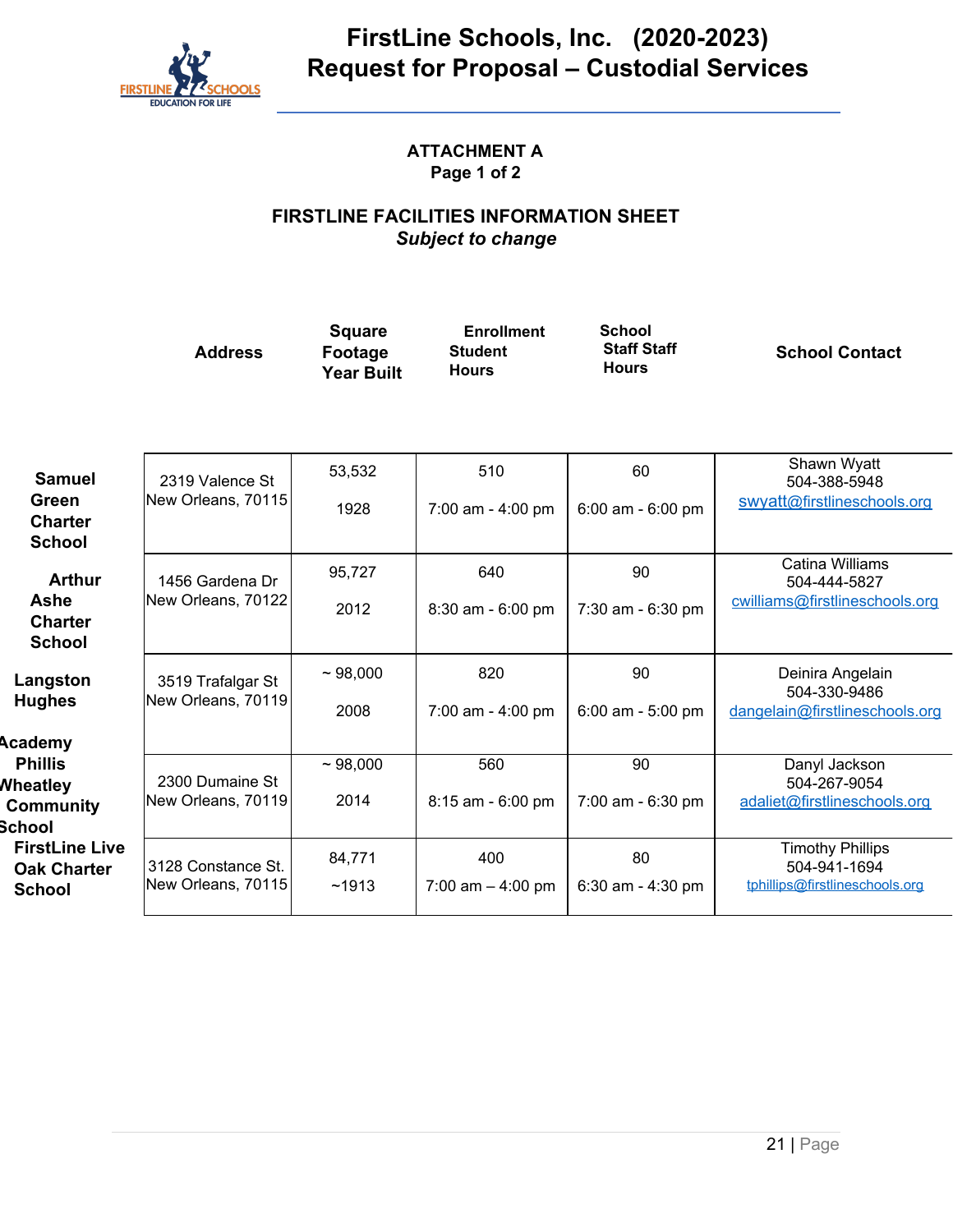# FirstLine Schools, Inc. (2020-2023)
# Request for Proposal – Custodial Services

**ATTACHMENT A**
**Page 1 of 2**

**FIRSTLINE FACILITIES INFORMATION SHEET**
***Subject to change***

| | Address | Square Footage / Year Built | Enrollment / Student Hours | School Staff / Staff Hours | School Contact |
|---|---|---|---|---|---|
| **Samuel Green Charter School** | 2319 Valence St New Orleans, 70115 | 53,532 / 1928 | 510 / 7:00 am - 4:00 pm | 60 / 6:00 am - 6:00 pm | Shawn Wyatt 504-388-5948 swyatt@firstlineschools.org |
| **Arthur Ashe Charter School** | 1456 Gardena Dr New Orleans, 70122 | 95,727 / 2012 | 640 / 8:30 am - 6:00 pm | 90 / 7:30 am - 6:30 pm | Catina Williams 504-444-5827 cwilliams@firstlineschools.org |
| **Langston Hughes Academy** | 3519 Trafalgar St New Orleans, 70119 | ~ 98,000 / 2008 | 820 / 7:00 am - 4:00 pm | 90 / 6:00 am - 5:00 pm | Deinira Angelain 504-330-9486 dangelain@firstlineschools.org |
| **Phillis Wheatley Community School** | 2300 Dumaine St New Orleans, 70119 | ~ 98,000 / 2014 | 560 / 8:15 am - 6:00 pm | 90 / 7:00 am - 6:30 pm | Danyl Jackson 504-267-9054 adaliet@firstlineschools.org |
| **FirstLine Live Oak Charter School** | 3128 Constance St. New Orleans, 70115 | 84,771 / ~1913 | 400 / 7:00 am – 4:00 pm | 80 / 6:30 am - 4:30 pm | Timothy Phillips 504-941-1694 tphillips@firstlineschools.org |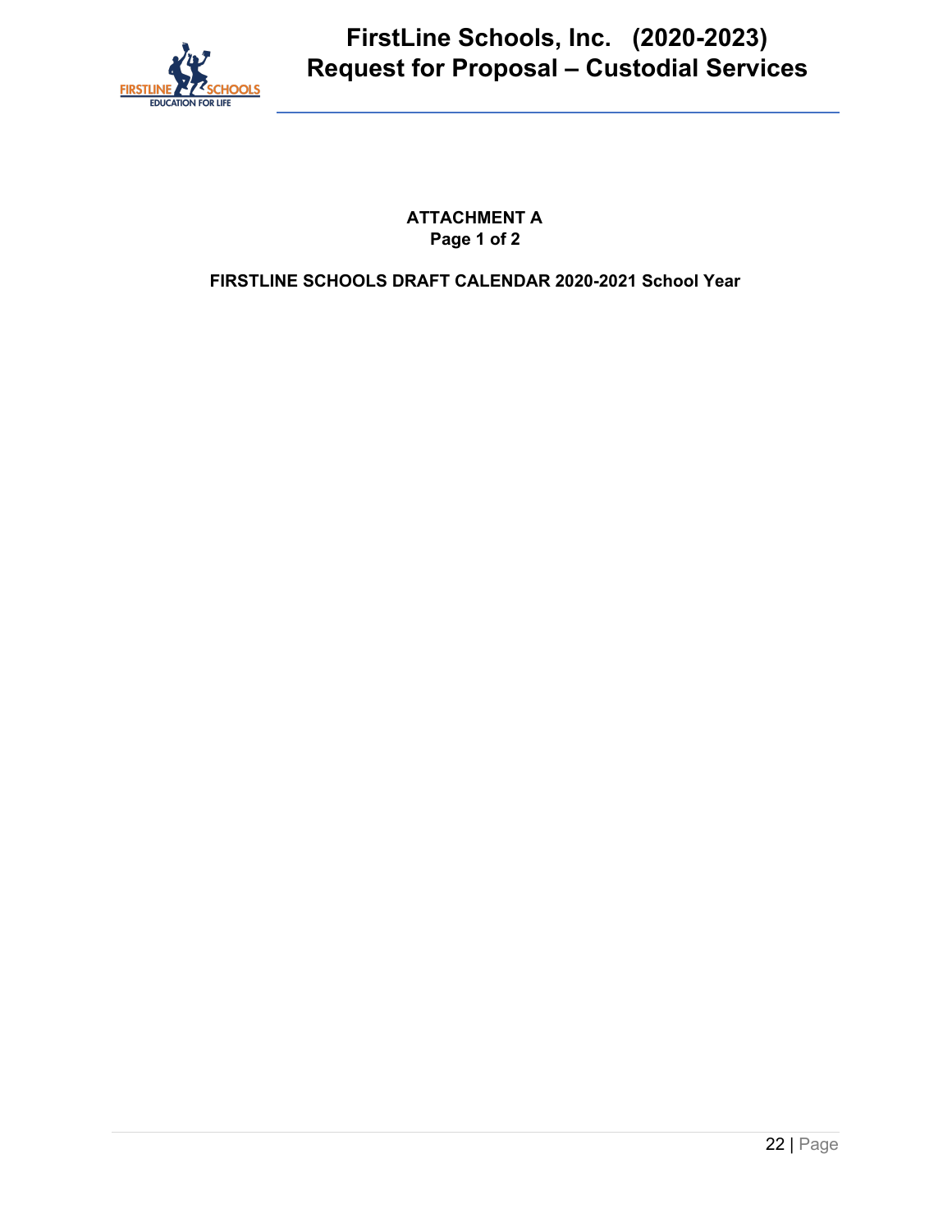**ATTACHMENT A**
**Page 1 of 2**

**FIRSTLINE SCHOOLS DRAFT CALENDAR 2020-2021 School Year**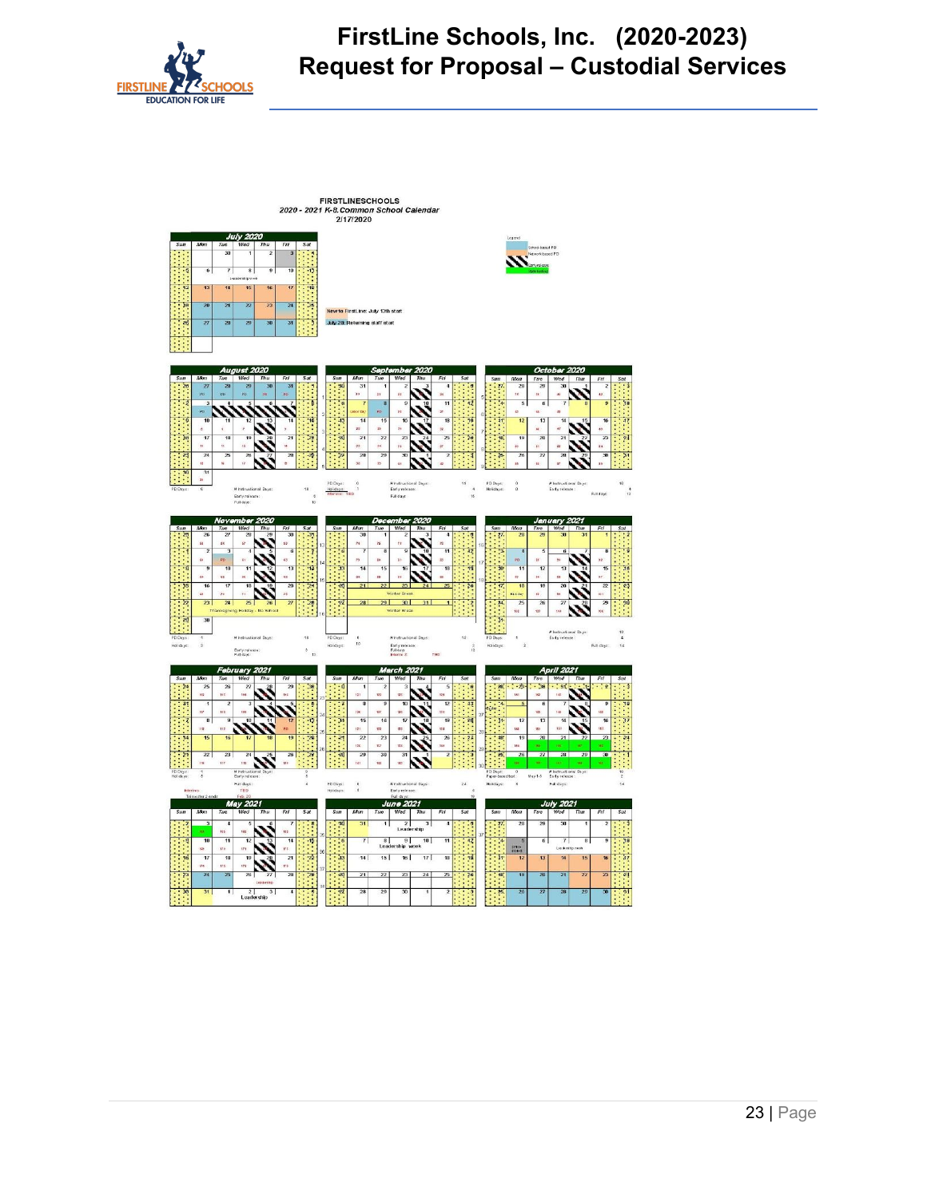FIRSTLINESCHOOLS
*2020 - 2021 K-8 Common School Calendar*
2/17/2020

Legend:
- School-based PD
- Network-based PD
- Early release
- State testing

New to FirstLine: July 13th start

July 20: Returning staff start

**July 2020**

**August 2020**

**September 2020**

**October 2020**

**November 2020**

Thanksgiving Holiday - No School

**December 2020**

Winter Break

**January 2021**

**February 2021**

**March 2021**

**April 2021**

**May 2021**

Leadership

**June 2021**

Leadership week

**July 2021**

Leadership week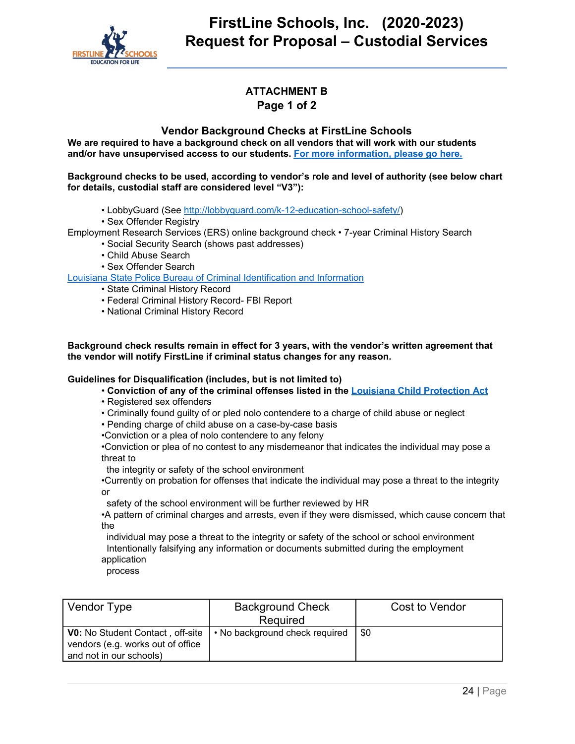## ATTACHMENT B
## Page 1 of 2

### Vendor Background Checks at FirstLine Schools

**We are required to have a background check on all vendors that will work with our students and/or have unsupervised access to our students. For more information, please go here.**

**Background checks to be used, according to vendor's role and level of authority (see below chart for details, custodial staff are considered level "V3"):**

- LobbyGuard (See http://lobbyguard.com/k-12-education-school-safety/)
- Sex Offender Registry

Employment Research Services (ERS) online background check • 7-year Criminal History Search

- Social Security Search (shows past addresses)
- Child Abuse Search
- Sex Offender Search

Louisiana State Police Bureau of Criminal Identification and Information

- State Criminal History Record
- Federal Criminal History Record- FBI Report
- National Criminal History Record

**Background check results remain in effect for 3 years, with the vendor's written agreement that the vendor will notify FirstLine if criminal status changes for any reason.**

**Guidelines for Disqualification (includes, but is not limited to)**

- **Conviction of any of the criminal offenses listed in the Louisiana Child Protection Act**
- Registered sex offenders
- Criminally found guilty of or pled nolo contendere to a charge of child abuse or neglect
- Pending charge of child abuse on a case-by-case basis
- Conviction or a plea of nolo contendere to any felony
- Conviction or plea of no contest to any misdemeanor that indicates the individual may pose a threat to the integrity or safety of the school environment
- Currently on probation for offenses that indicate the individual may pose a threat to the integrity or safety of the school environment will be further reviewed by HR
- A pattern of criminal charges and arrests, even if they were dismissed, which cause concern that the individual may pose a threat to the integrity or safety of the school or school environment

Intentionally falsifying any information or documents submitted during the employment application process

| Vendor Type | Background Check Required | Cost to Vendor |
|---|---|---|
| **V0:** No Student Contact , off-site vendors (e.g. works out of office and not in our schools) | • No background check required | $0 |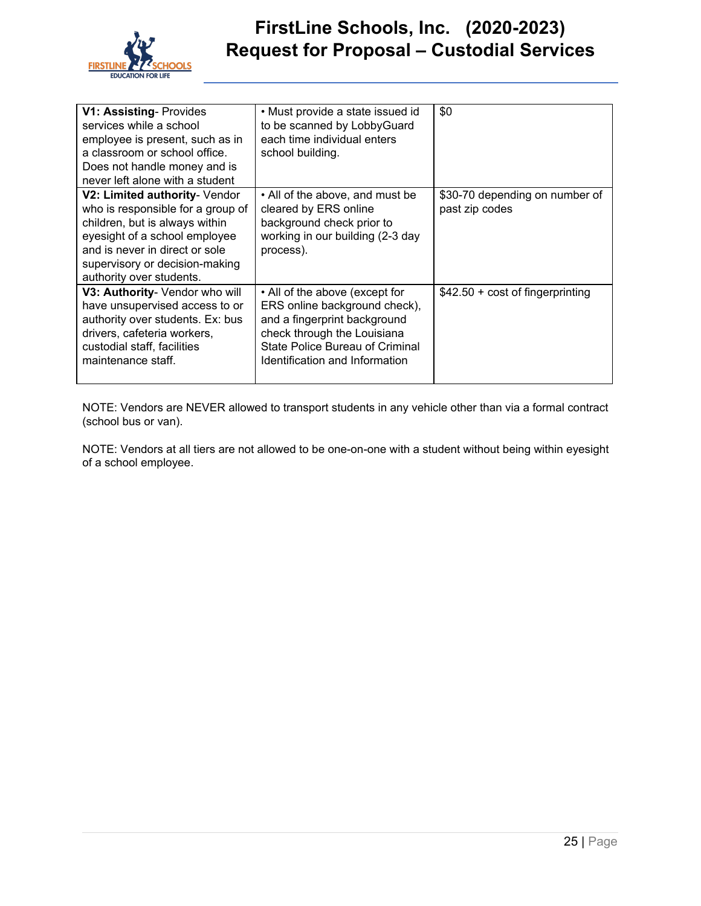| V1: Assisting- Provides services while a school employee is present, such as in a classroom or school office. Does not handle money and is never left alone with a student | • Must provide a state issued id to be scanned by LobbyGuard each time individual enters school building. | $0 |
|---|---|---|
| **V2: Limited authority**- Vendor who is responsible for a group of children, but is always within eyesight of a school employee and is never in direct or sole supervisory or decision-making authority over students. | • All of the above, and must be cleared by ERS online background check prior to working in our building (2-3 day process). | $30-70 depending on number of past zip codes |
| **V3: Authority**- Vendor who will have unsupervised access to or authority over students. Ex: bus drivers, cafeteria workers, custodial staff, facilities maintenance staff. | • All of the above (except for ERS online background check), and a fingerprint background check through the Louisiana State Police Bureau of Criminal Identification and Information | $42.50 + cost of fingerprinting |

NOTE: Vendors are NEVER allowed to transport students in any vehicle other than via a formal contract (school bus or van).

NOTE: Vendors at all tiers are not allowed to be one-on-one with a student without being within eyesight of a school employee.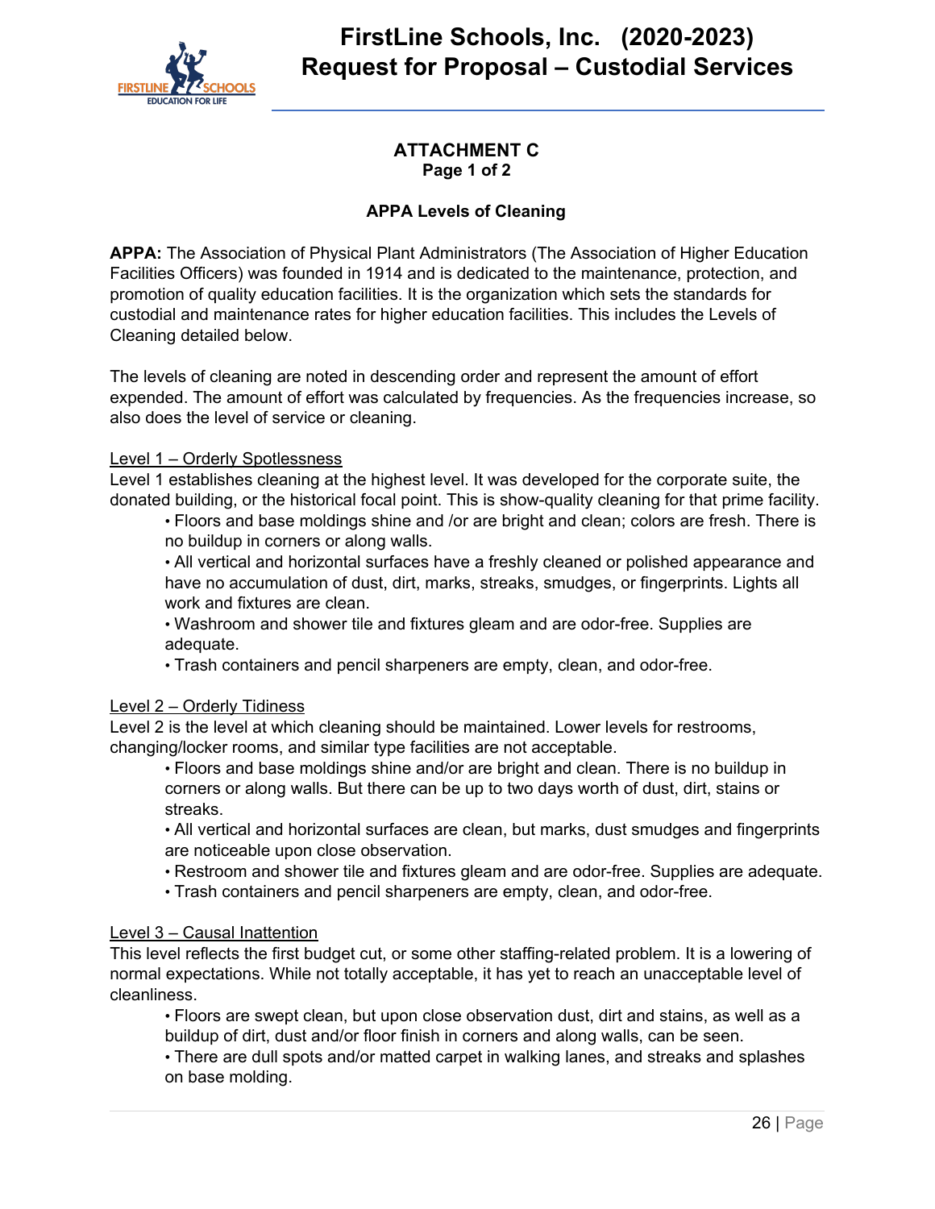## ATTACHMENT C
**Page 1 of 2**

### APPA Levels of Cleaning

**APPA:** The Association of Physical Plant Administrators (The Association of Higher Education Facilities Officers) was founded in 1914 and is dedicated to the maintenance, protection, and promotion of quality education facilities. It is the organization which sets the standards for custodial and maintenance rates for higher education facilities. This includes the Levels of Cleaning detailed below.

The levels of cleaning are noted in descending order and represent the amount of effort expended. The amount of effort was calculated by frequencies. As the frequencies increase, so also does the level of service or cleaning.

<u>Level 1 – Orderly Spotlessness</u>

Level 1 establishes cleaning at the highest level. It was developed for the corporate suite, the donated building, or the historical focal point. This is show-quality cleaning for that prime facility.

- Floors and base moldings shine and /or are bright and clean; colors are fresh. There is no buildup in corners or along walls.
- All vertical and horizontal surfaces have a freshly cleaned or polished appearance and have no accumulation of dust, dirt, marks, streaks, smudges, or fingerprints. Lights all work and fixtures are clean.
- Washroom and shower tile and fixtures gleam and are odor-free. Supplies are adequate.
- Trash containers and pencil sharpeners are empty, clean, and odor-free.

<u>Level 2 – Orderly Tidiness</u>

Level 2 is the level at which cleaning should be maintained. Lower levels for restrooms, changing/locker rooms, and similar type facilities are not acceptable.

- Floors and base moldings shine and/or are bright and clean. There is no buildup in corners or along walls. But there can be up to two days worth of dust, dirt, stains or streaks.
- All vertical and horizontal surfaces are clean, but marks, dust smudges and fingerprints are noticeable upon close observation.
- Restroom and shower tile and fixtures gleam and are odor-free. Supplies are adequate.
- Trash containers and pencil sharpeners are empty, clean, and odor-free.

<u>Level 3 – Causal Inattention</u>

This level reflects the first budget cut, or some other staffing-related problem. It is a lowering of normal expectations. While not totally acceptable, it has yet to reach an unacceptable level of cleanliness.

- Floors are swept clean, but upon close observation dust, dirt and stains, as well as a buildup of dirt, dust and/or floor finish in corners and along walls, can be seen.
- There are dull spots and/or matted carpet in walking lanes, and streaks and splashes on base molding.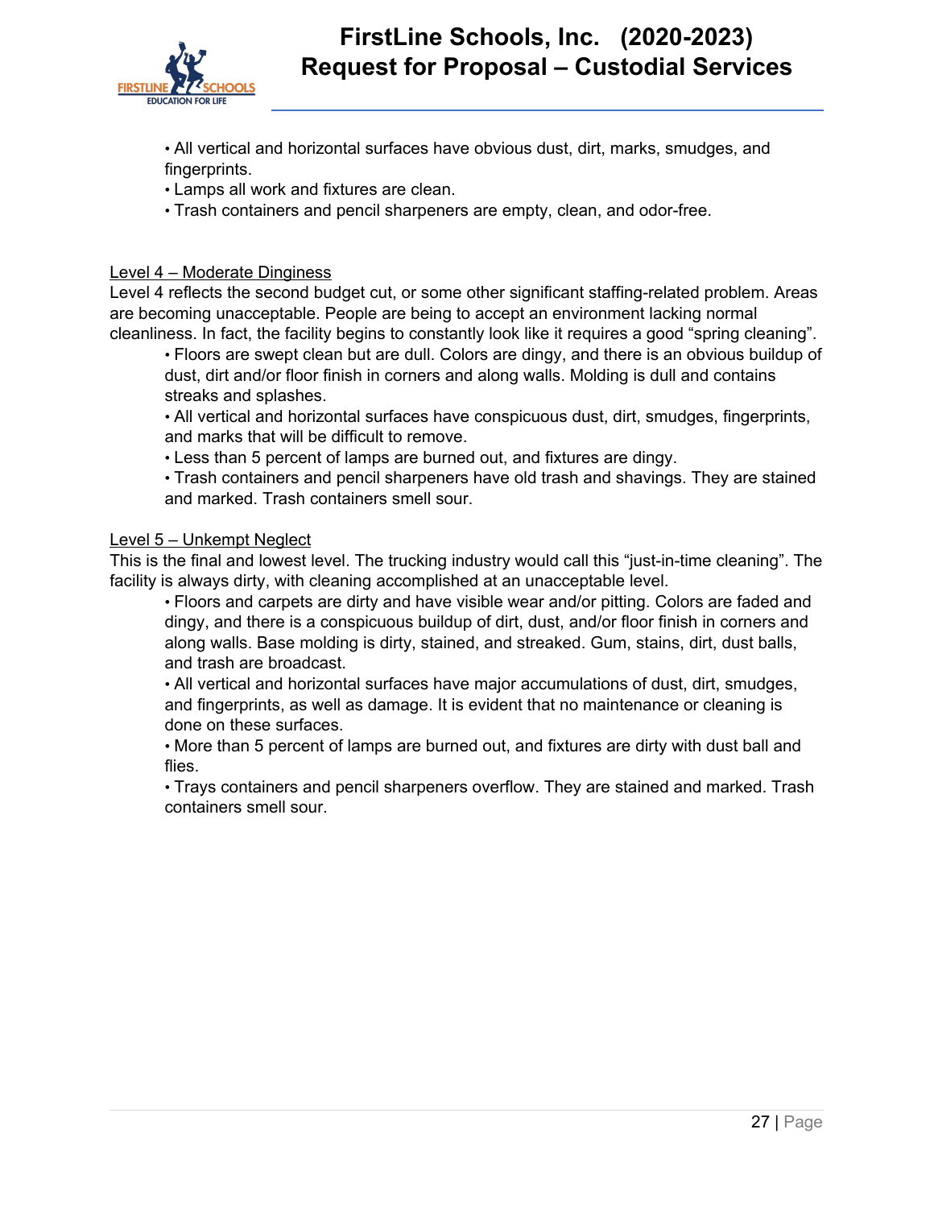- All vertical and horizontal surfaces have obvious dust, dirt, marks, smudges, and fingerprints.
- Lamps all work and fixtures are clean.
- Trash containers and pencil sharpeners are empty, clean, and odor-free.

<u>Level 4 – Moderate Dinginess</u>

Level 4 reflects the second budget cut, or some other significant staffing-related problem. Areas are becoming unacceptable. People are being to accept an environment lacking normal cleanliness. In fact, the facility begins to constantly look like it requires a good "spring cleaning".

- Floors are swept clean but are dull. Colors are dingy, and there is an obvious buildup of dust, dirt and/or floor finish in corners and along walls. Molding is dull and contains streaks and splashes.
- All vertical and horizontal surfaces have conspicuous dust, dirt, smudges, fingerprints, and marks that will be difficult to remove.
- Less than 5 percent of lamps are burned out, and fixtures are dingy.
- Trash containers and pencil sharpeners have old trash and shavings. They are stained and marked. Trash containers smell sour.

<u>Level 5 – Unkempt Neglect</u>

This is the final and lowest level. The trucking industry would call this "just-in-time cleaning". The facility is always dirty, with cleaning accomplished at an unacceptable level.

- Floors and carpets are dirty and have visible wear and/or pitting. Colors are faded and dingy, and there is a conspicuous buildup of dirt, dust, and/or floor finish in corners and along walls. Base molding is dirty, stained, and streaked. Gum, stains, dirt, dust balls, and trash are broadcast.
- All vertical and horizontal surfaces have major accumulations of dust, dirt, smudges, and fingerprints, as well as damage. It is evident that no maintenance or cleaning is done on these surfaces.
- More than 5 percent of lamps are burned out, and fixtures are dirty with dust ball and flies.
- Trays containers and pencil sharpeners overflow. They are stained and marked. Trash containers smell sour.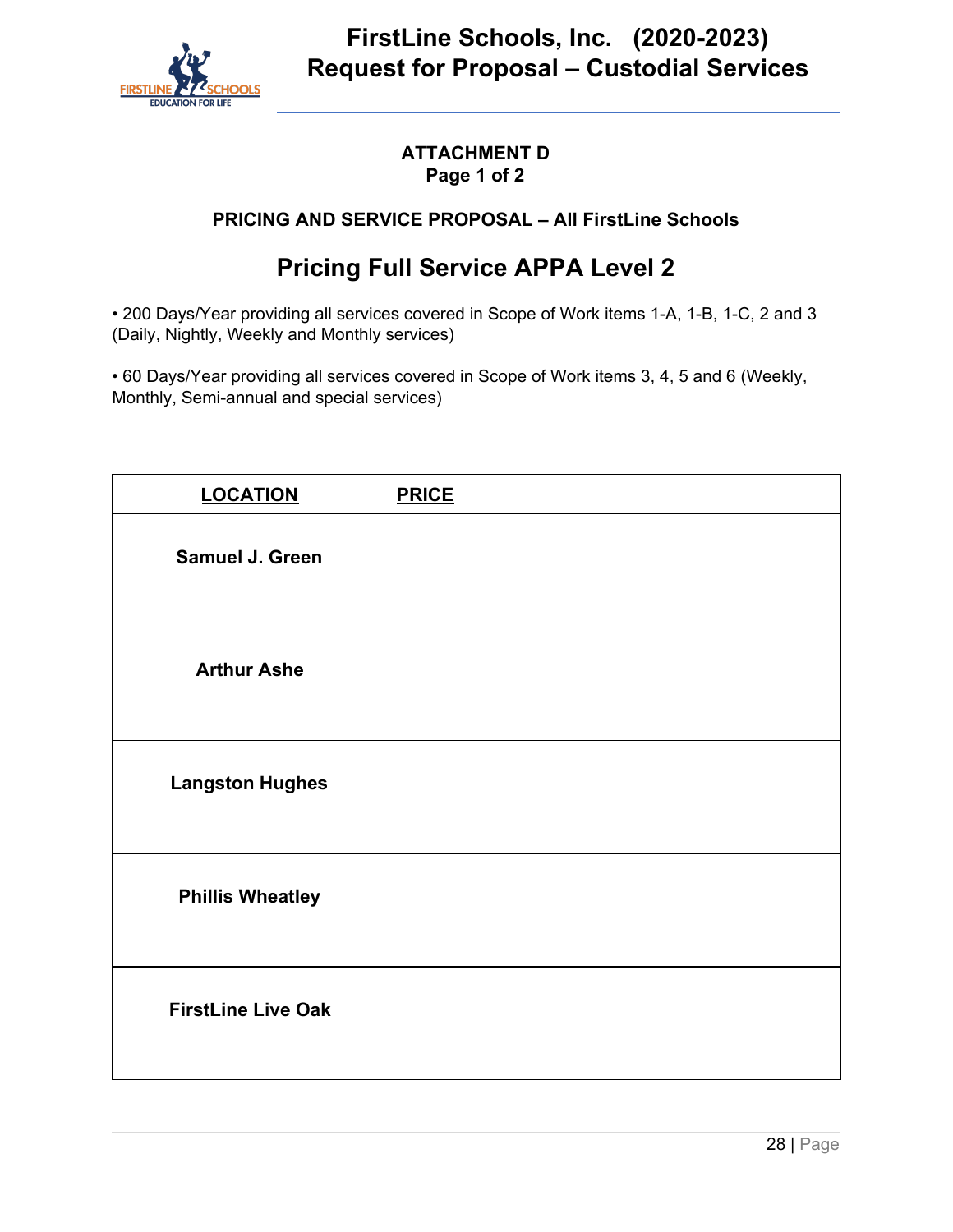**ATTACHMENT D**
**Page 1 of 2**

**PRICING AND SERVICE PROPOSAL – All FirstLine Schools**

## Pricing Full Service APPA Level 2

• 200 Days/Year providing all services covered in Scope of Work items 1-A, 1-B, 1-C, 2 and 3 (Daily, Nightly, Weekly and Monthly services)

• 60 Days/Year providing all services covered in Scope of Work items 3, 4, 5 and 6 (Weekly, Monthly, Semi-annual and special services)

| LOCATION | PRICE |
|---|---|
| **Samuel J. Green** | |
| **Arthur Ashe** | |
| **Langston Hughes** | |
| **Phillis Wheatley** | |
| **FirstLine Live Oak** | |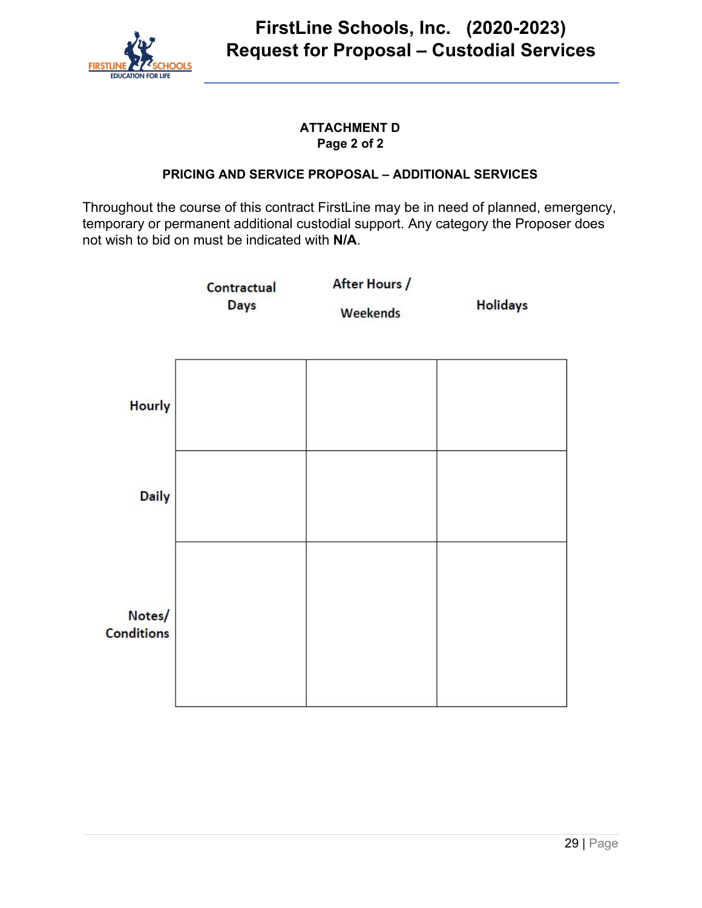**ATTACHMENT D**
**Page 2 of 2**

**PRICING AND SERVICE PROPOSAL – ADDITIONAL SERVICES**

Throughout the course of this contract FirstLine may be in need of planned, emergency, temporary or permanent additional custodial support. Any category the Proposer does not wish to bid on must be indicated with **N/A**.

| | Contractual Days | After Hours / Weekends | Holidays |
|---|---|---|---|
| Hourly | | | |
| Daily | | | |
| Notes/ Conditions | | | |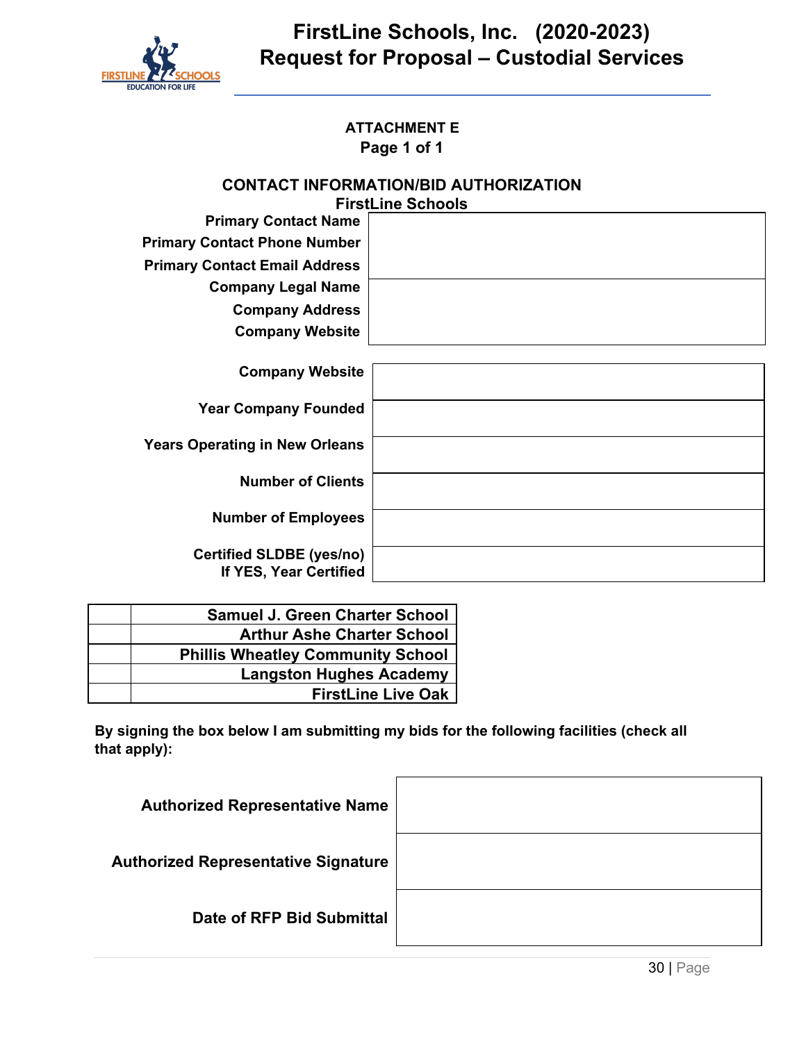# ATTACHMENT E

**Page 1 of 1**

## CONTACT INFORMATION/BID AUTHORIZATION

**FirstLine Schools**

| Field | |
|---|---|
| **Primary Contact Name** | |
| **Primary Contact Phone Number** | |
| **Primary Contact Email Address** | |
| **Company Legal Name** | |
| **Company Address** | |
| **Company Website** | |

| Field | |
|---|---|
| **Company Website** | |
| **Year Company Founded** | |
| **Years Operating in New Orleans** | |
| **Number of Clients** | |
| **Number of Employees** | |
| **Certified SLDBE (yes/no)** **If YES, Year Certified** | |

| | School |
|---|---|
| | **Samuel J. Green Charter School** |
| | **Arthur Ashe Charter School** |
| | **Phillis Wheatley Community School** |
| | **Langston Hughes Academy** |
| | **FirstLine Live Oak** |

**By signing the box below I am submitting my bids for the following facilities (check all that apply):**

| Field | |
|---|---|
| **Authorized Representative Name** | |
| **Authorized Representative Signature** | |
| **Date of RFP Bid Submittal** | |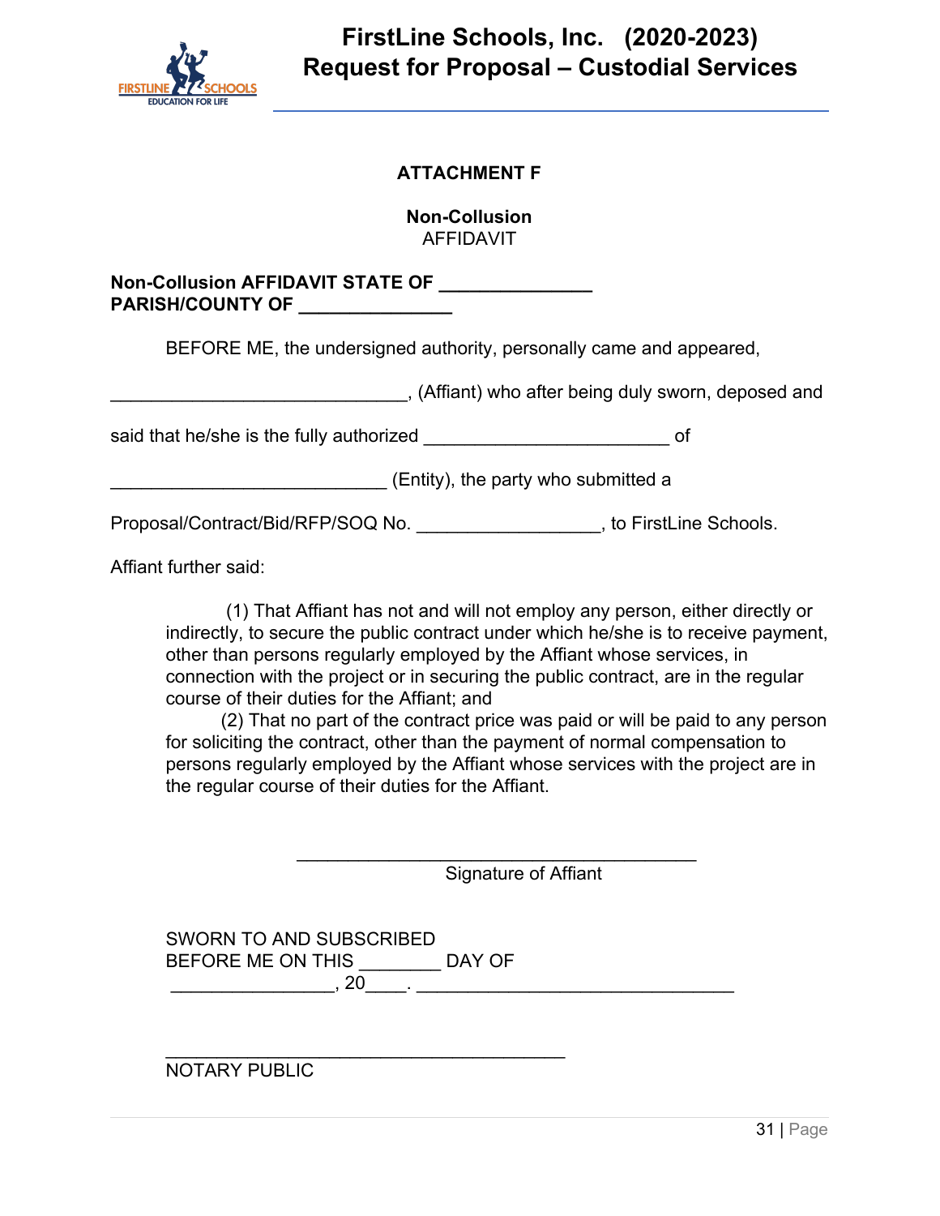### ATTACHMENT F

**Non-Collusion**
AFFIDAVIT

**Non-Collusion AFFIDAVIT STATE OF _______________**
**PARISH/COUNTY OF _______________**

BEFORE ME, the undersigned authority, personally came and appeared,

_____________________________, (Affiant) who after being duly sworn, deposed and

said that he/she is the fully authorized ________________________ of

___________________________ (Entity), the party who submitted a

Proposal/Contract/Bid/RFP/SOQ No. __________________, to FirstLine Schools.

Affiant further said:

(1) That Affiant has not and will not employ any person, either directly or indirectly, to secure the public contract under which he/she is to receive payment, other than persons regularly employed by the Affiant whose services, in connection with the project or in securing the public contract, are in the regular course of their duties for the Affiant; and

(2) That no part of the contract price was paid or will be paid to any person for soliciting the contract, other than the payment of normal compensation to persons regularly employed by the Affiant whose services with the project are in the regular course of their duties for the Affiant.

_______________________________________
Signature of Affiant

SWORN TO AND SUBSCRIBED
BEFORE ME ON THIS ________ DAY OF
________________, 20____. _______________________________

_______________________________________
NOTARY PUBLIC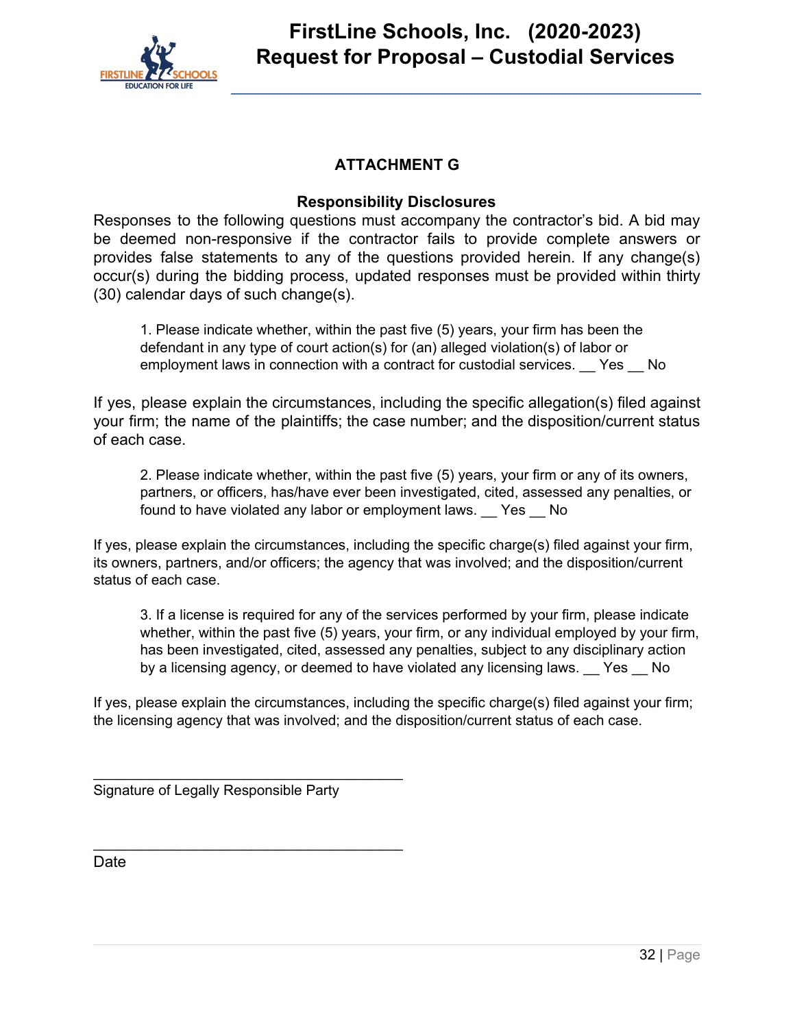## ATTACHMENT G

### Responsibility Disclosures

Responses to the following questions must accompany the contractor's bid. A bid may be deemed non-responsive if the contractor fails to provide complete answers or provides false statements to any of the questions provided herein. If any change(s) occur(s) during the bidding process, updated responses must be provided within thirty (30) calendar days of such change(s).

1. Please indicate whether, within the past five (5) years, your firm has been the defendant in any type of court action(s) for (an) alleged violation(s) of labor or employment laws in connection with a contract for custodial services. __ Yes __ No

If yes, please explain the circumstances, including the specific allegation(s) filed against your firm; the name of the plaintiffs; the case number; and the disposition/current status of each case.

2. Please indicate whether, within the past five (5) years, your firm or any of its owners, partners, or officers, has/have ever been investigated, cited, assessed any penalties, or found to have violated any labor or employment laws. __ Yes __ No

If yes, please explain the circumstances, including the specific charge(s) filed against your firm, its owners, partners, and/or officers; the agency that was involved; and the disposition/current status of each case.

3. If a license is required for any of the services performed by your firm, please indicate whether, within the past five (5) years, your firm, or any individual employed by your firm, has been investigated, cited, assessed any penalties, subject to any disciplinary action by a licensing agency, or deemed to have violated any licensing laws. __ Yes __ No

If yes, please explain the circumstances, including the specific charge(s) filed against your firm; the licensing agency that was involved; and the disposition/current status of each case.

_____________________________________
Signature of Legally Responsible Party

_____________________________________
Date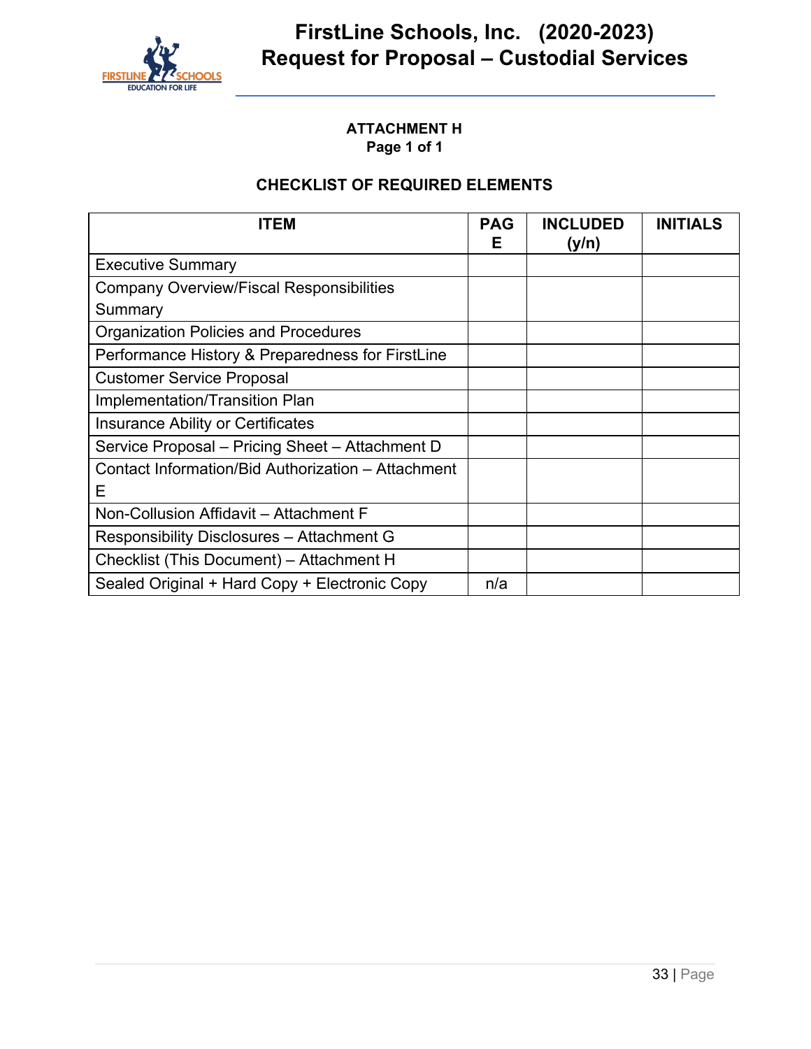**ATTACHMENT H**
**Page 1 of 1**

**CHECKLIST OF REQUIRED ELEMENTS**

| ITEM | PAGE | INCLUDED (y/n) | INITIALS |
|---|---|---|---|
| Executive Summary | | | |
| Company Overview/Fiscal Responsibilities Summary | | | |
| Organization Policies and Procedures | | | |
| Performance History & Preparedness for FirstLine | | | |
| Customer Service Proposal | | | |
| Implementation/Transition Plan | | | |
| Insurance Ability or Certificates | | | |
| Service Proposal – Pricing Sheet – Attachment D | | | |
| Contact Information/Bid Authorization – Attachment E | | | |
| Non-Collusion Affidavit – Attachment F | | | |
| Responsibility Disclosures – Attachment G | | | |
| Checklist (This Document) – Attachment H | | | |
| Sealed Original + Hard Copy + Electronic Copy | n/a | | |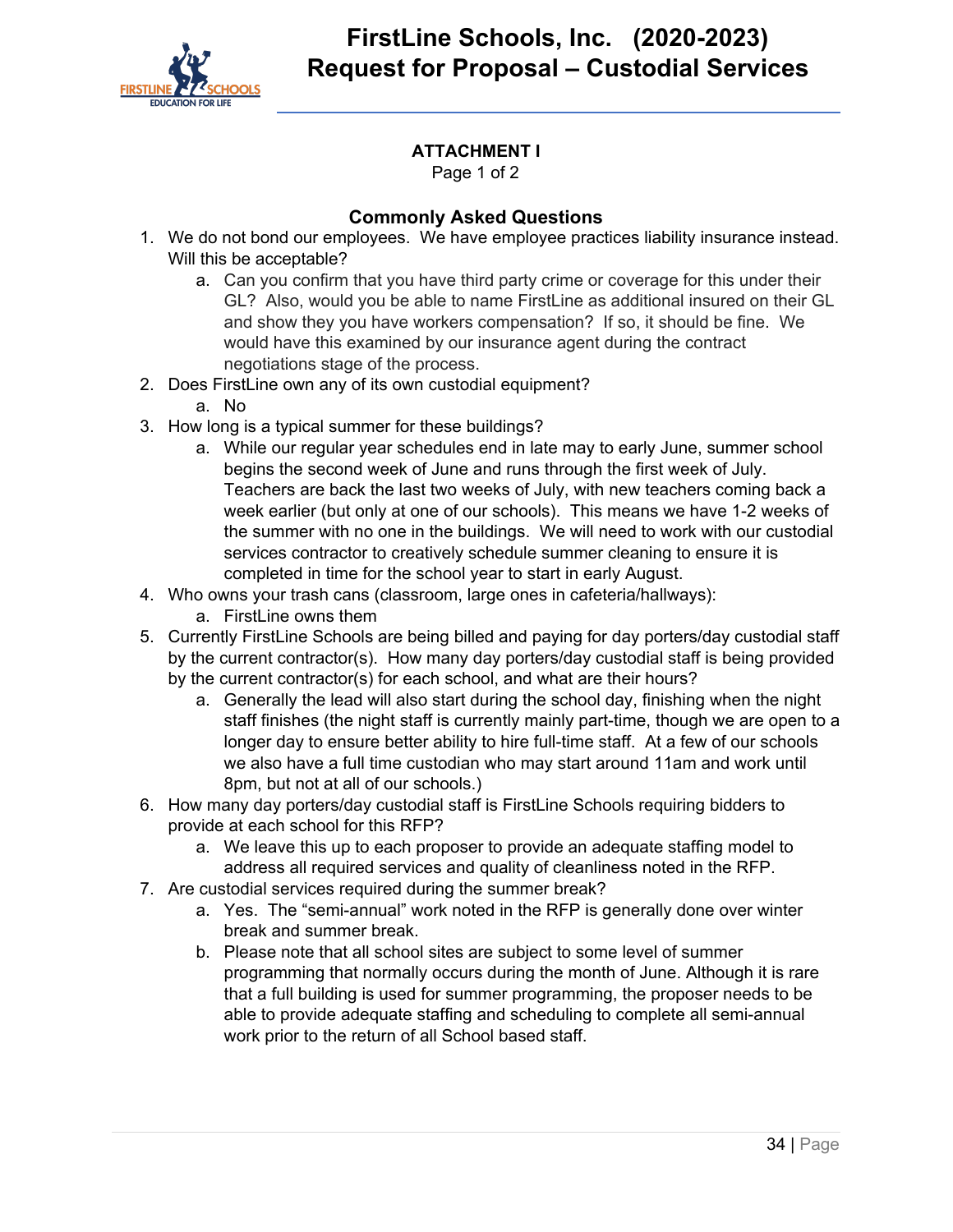## ATTACHMENT I

Page 1 of 2

### Commonly Asked Questions

1. We do not bond our employees. We have employee practices liability insurance instead. Will this be acceptable?
   a. Can you confirm that you have third party crime or coverage for this under their GL? Also, would you be able to name FirstLine as additional insured on their GL and show they you have workers compensation? If so, it should be fine. We would have this examined by our insurance agent during the contract negotiations stage of the process.
2. Does FirstLine own any of its own custodial equipment?
   a. No
3. How long is a typical summer for these buildings?
   a. While our regular year schedules end in late may to early June, summer school begins the second week of June and runs through the first week of July. Teachers are back the last two weeks of July, with new teachers coming back a week earlier (but only at one of our schools). This means we have 1-2 weeks of the summer with no one in the buildings. We will need to work with our custodial services contractor to creatively schedule summer cleaning to ensure it is completed in time for the school year to start in early August.
4. Who owns your trash cans (classroom, large ones in cafeteria/hallways):
   a. FirstLine owns them
5. Currently FirstLine Schools are being billed and paying for day porters/day custodial staff by the current contractor(s). How many day porters/day custodial staff is being provided by the current contractor(s) for each school, and what are their hours?
   a. Generally the lead will also start during the school day, finishing when the night staff finishes (the night staff is currently mainly part-time, though we are open to a longer day to ensure better ability to hire full-time staff. At a few of our schools we also have a full time custodian who may start around 11am and work until 8pm, but not at all of our schools.)
6. How many day porters/day custodial staff is FirstLine Schools requiring bidders to provide at each school for this RFP?
   a. We leave this up to each proposer to provide an adequate staffing model to address all required services and quality of cleanliness noted in the RFP.
7. Are custodial services required during the summer break?
   a. Yes. The "semi-annual" work noted in the RFP is generally done over winter break and summer break.
   b. Please note that all school sites are subject to some level of summer programming that normally occurs during the month of June. Although it is rare that a full building is used for summer programming, the proposer needs to be able to provide adequate staffing and scheduling to complete all semi-annual work prior to the return of all School based staff.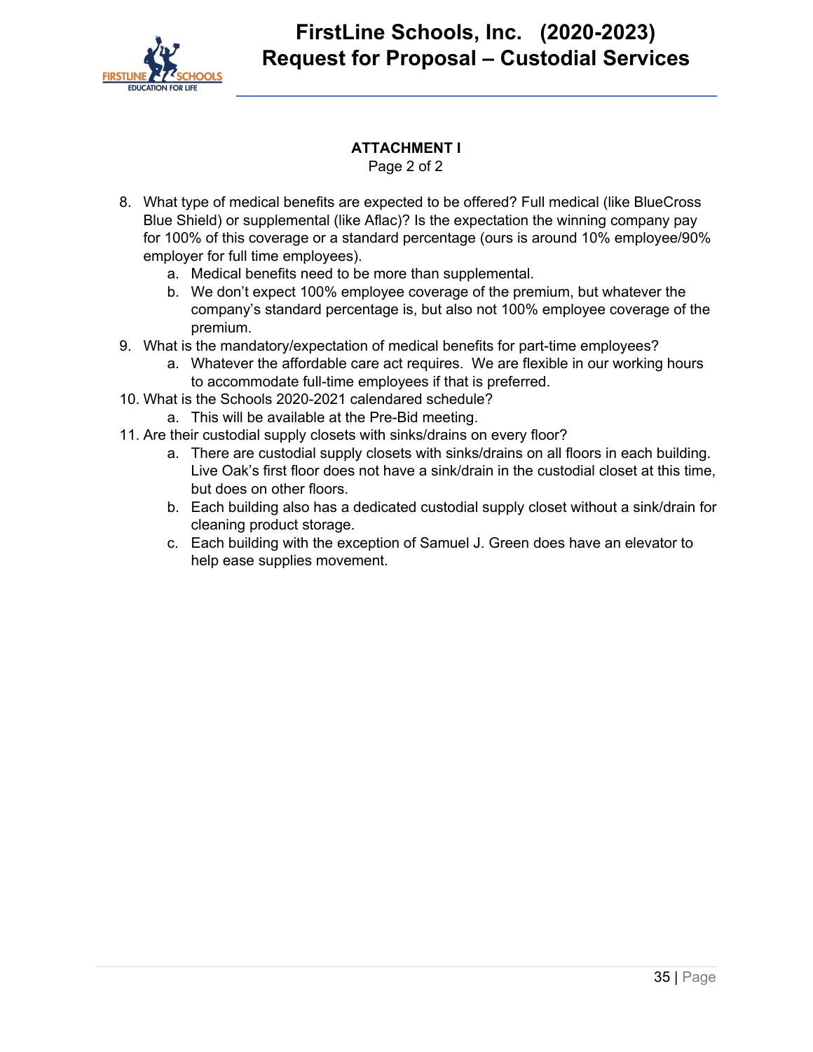**ATTACHMENT I**

Page 2 of 2

8. What type of medical benefits are expected to be offered? Full medical (like BlueCross Blue Shield) or supplemental (like Aflac)? Is the expectation the winning company pay for 100% of this coverage or a standard percentage (ours is around 10% employee/90% employer for full time employees).
    a. Medical benefits need to be more than supplemental.
    b. We don't expect 100% employee coverage of the premium, but whatever the company's standard percentage is, but also not 100% employee coverage of the premium.
9. What is the mandatory/expectation of medical benefits for part-time employees?
    a. Whatever the affordable care act requires. We are flexible in our working hours to accommodate full-time employees if that is preferred.
10. What is the Schools 2020-2021 calendared schedule?
    a. This will be available at the Pre-Bid meeting.
11. Are their custodial supply closets with sinks/drains on every floor?
    a. There are custodial supply closets with sinks/drains on all floors in each building. Live Oak's first floor does not have a sink/drain in the custodial closet at this time, but does on other floors.
    b. Each building also has a dedicated custodial supply closet without a sink/drain for cleaning product storage.
    c. Each building with the exception of Samuel J. Green does have an elevator to help ease supplies movement.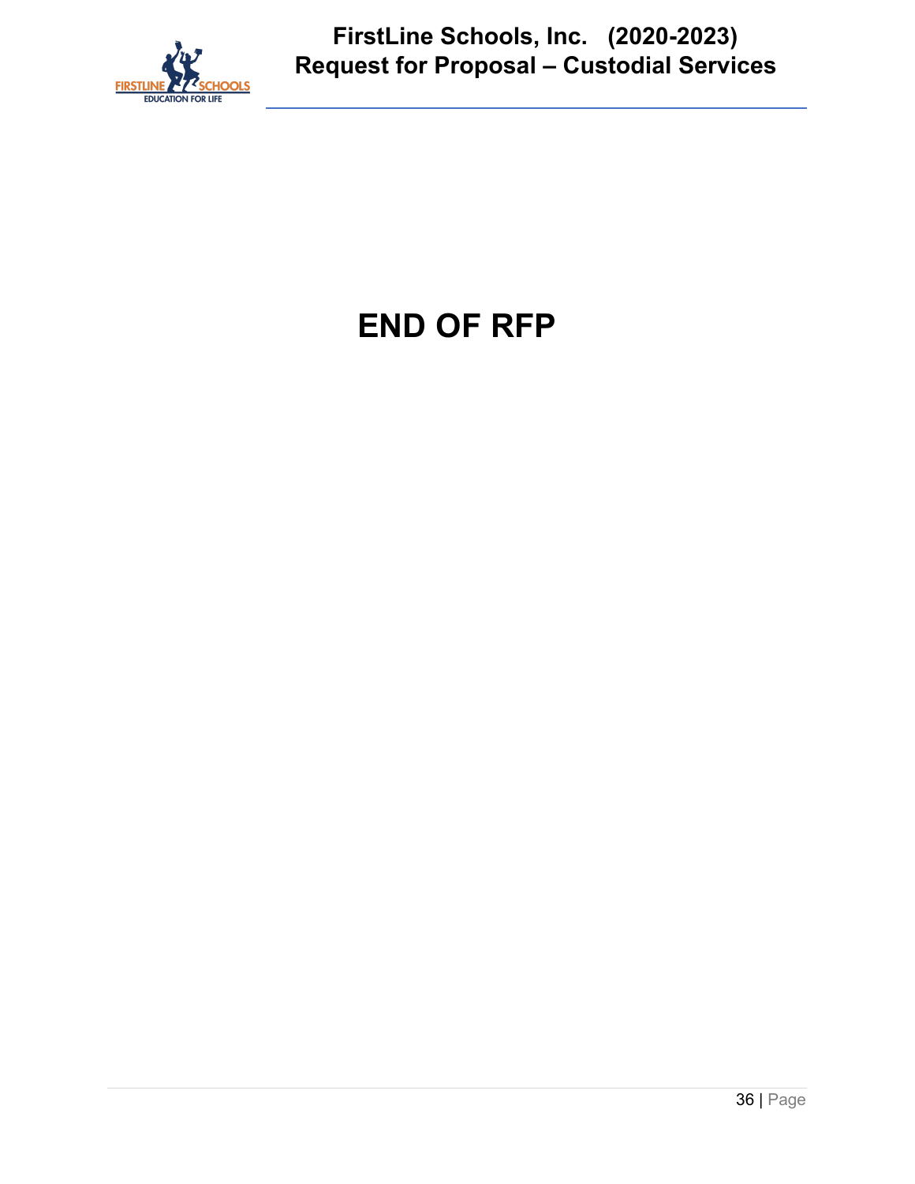# END OF RFP